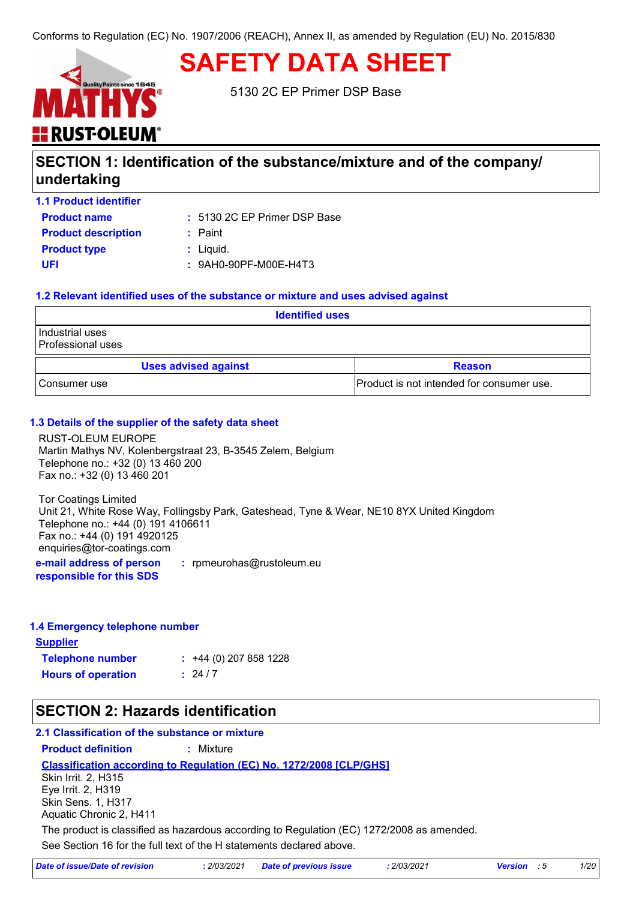Conforms to Regulation (EC) No. 1907/2006 (REACH), Annex II, as amended by Regulation (EU) No. 2015/830

# SAFETY DATA SHEET

5130 2C EP Primer DSP Base

## SECTION 1: Identification of the substance/mixture and of the company/ undertaking

### 1.1 Product identifier

**Product name** : 5130 2C EP Primer DSP Base

**Product description** : Paint

**Product type** : Liquid.

**UFI** : 9AH0-90PF-M00E-H4T3

### 1.2 Relevant identified uses of the substance or mixture and uses advised against

| Identified uses |
|---|
| Industrial uses<br>Professional uses |

| Uses advised against | Reason |
|---|---|
| Consumer use | Product is not intended for consumer use. |

### 1.3 Details of the supplier of the safety data sheet

RUST-OLEUM EUROPE
Martin Mathys NV, Kolenbergstraat 23, B-3545 Zelem, Belgium
Telephone no.: +32 (0) 13 460 200
Fax no.: +32 (0) 13 460 201

Tor Coatings Limited
Unit 21, White Rose Way, Follingsby Park, Gateshead, Tyne & Wear, NE10 8YX United Kingdom
Telephone no.: +44 (0) 191 4106611
Fax no.: +44 (0) 191 4920125
enquiries@tor-coatings.com

**e-mail address of person responsible for this SDS** : rpmeurohas@rustoleum.eu

### 1.4 Emergency telephone number

**Supplier**

**Telephone number** : +44 (0) 207 858 1228

**Hours of operation** : 24 / 7

## SECTION 2: Hazards identification

### 2.1 Classification of the substance or mixture

**Product definition** : Mixture

**Classification according to Regulation (EC) No. 1272/2008 [CLP/GHS]**

Skin Irrit. 2, H315
Eye Irrit. 2, H319
Skin Sens. 1, H317
Aquatic Chronic 2, H411

The product is classified as hazardous according to Regulation (EC) 1272/2008 as amended.

See Section 16 for the full text of the H statements declared above.

*Date of issue/Date of revision* : 2/03/2021 *Date of previous issue* : 2/03/2021 *Version* : 5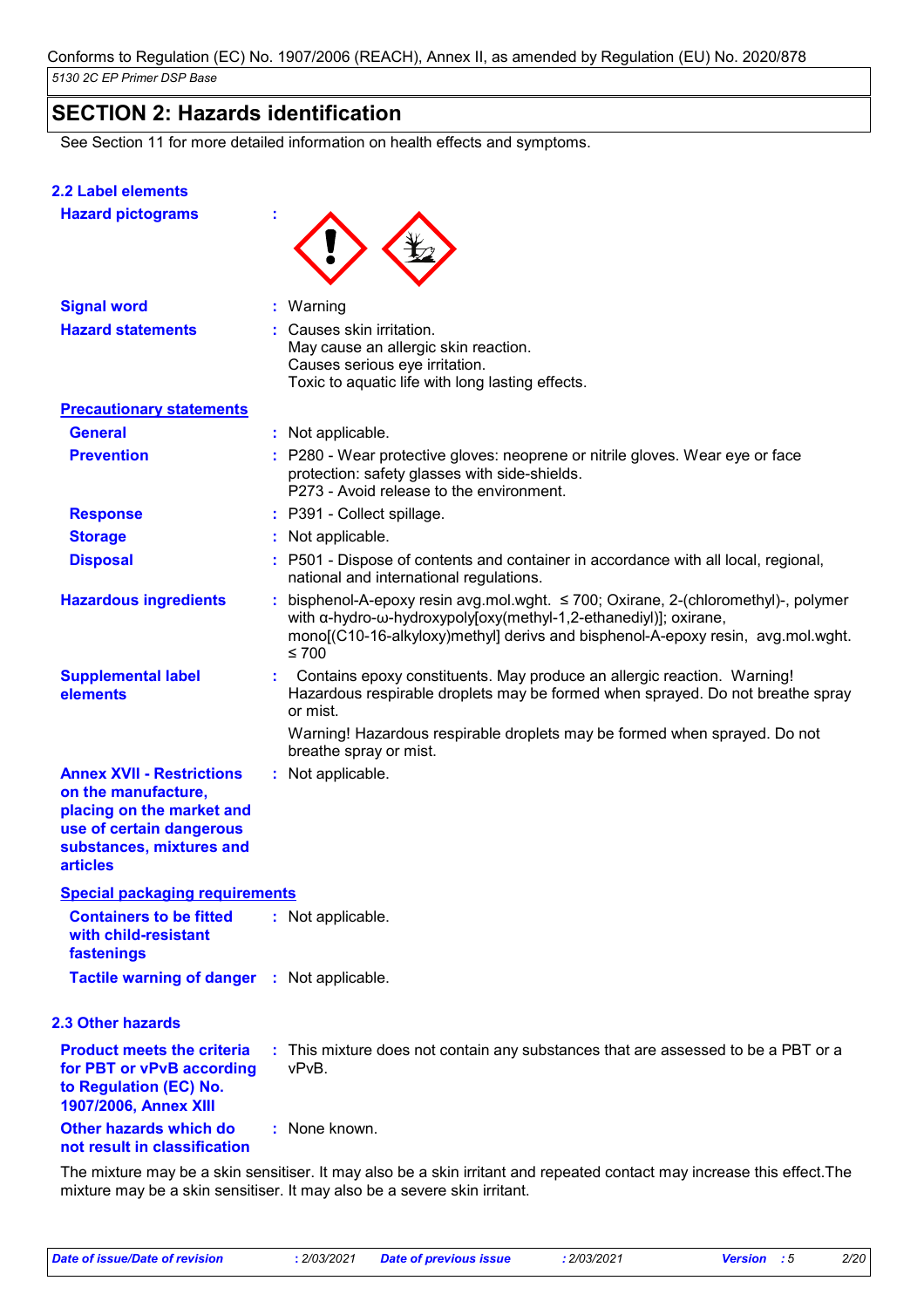Conforms to Regulation (EC) No. 1907/2006 (REACH), Annex II, as amended by Regulation (EU) No. 2020/878

*5130 2C EP Primer DSP Base*

## SECTION 2: Hazards identification

See Section 11 for more detailed information on health effects and symptoms.

### 2.2 Label elements

**Hazard pictograms** :

**Signal word** : Warning

**Hazard statements** : Causes skin irritation.
May cause an allergic skin reaction.
Causes serious eye irritation.
Toxic to aquatic life with long lasting effects.

**Precautionary statements**

**General** : Not applicable.

**Prevention** : P280 - Wear protective gloves: neoprene or nitrile gloves. Wear eye or face protection: safety glasses with side-shields.
P273 - Avoid release to the environment.

**Response** : P391 - Collect spillage.

**Storage** : Not applicable.

**Disposal** : P501 - Dispose of contents and container in accordance with all local, regional, national and international regulations.

**Hazardous ingredients** : bisphenol-A-epoxy resin avg.mol.wght. ≤ 700; Oxirane, 2-(chloromethyl)-, polymer with α-hydro-ω-hydroxypoly[oxy(methyl-1,2-ethanediyl)]; oxirane, mono[(C10-16-alkyloxy)methyl] derivs and bisphenol-A-epoxy resin, avg.mol.wght. ≤ 700

**Supplemental label elements** : Contains epoxy constituents. May produce an allergic reaction. Warning! Hazardous respirable droplets may be formed when sprayed. Do not breathe spray or mist.

Warning! Hazardous respirable droplets may be formed when sprayed. Do not breathe spray or mist.

**Annex XVII - Restrictions on the manufacture, placing on the market and use of certain dangerous substances, mixtures and articles** : Not applicable.

**Special packaging requirements**

**Containers to be fitted with child-resistant fastenings** : Not applicable.

**Tactile warning of danger** : Not applicable.

### 2.3 Other hazards

**Product meets the criteria for PBT or vPvB according to Regulation (EC) No. 1907/2006, Annex XIII** : This mixture does not contain any substances that are assessed to be a PBT or a vPvB.

**Other hazards which do not result in classification** : None known.

The mixture may be a skin sensitiser. It may also be a skin irritant and repeated contact may increase this effect.The mixture may be a skin sensitiser. It may also be a severe skin irritant.

*Date of issue/Date of revision* : 2/03/2021 *Date of previous issue* : 2/03/2021 *Version* : 5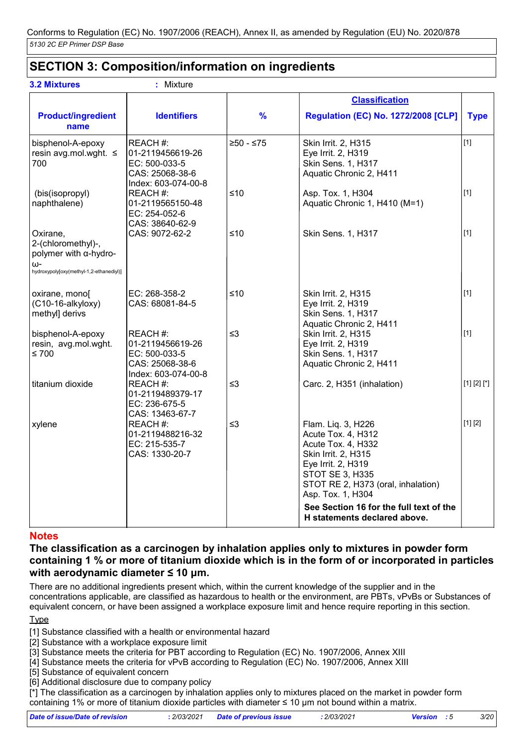Conforms to Regulation (EC) No. 1907/2006 (REACH), Annex II, as amended by Regulation (EU) No. 2020/878

*5130 2C EP Primer DSP Base*

## SECTION 3: Composition/information on ingredients

**3.2 Mixtures** : Mixture

| Product/ingredient name | Identifiers | % | Classification Regulation (EC) No. 1272/2008 [CLP] | Type |
|---|---|---|---|---|
| bisphenol-A-epoxy resin avg.mol.wght. ≤ 700 | REACH #: 01-2119456619-26<br>EC: 500-033-5<br>CAS: 25068-38-6<br>Index: 603-074-00-8 | ≥50 - ≤75 | Skin Irrit. 2, H315<br>Eye Irrit. 2, H319<br>Skin Sens. 1, H317<br>Aquatic Chronic 2, H411 | [1] |
| (bis(isopropyl) naphthalene) | REACH #: 01-2119565150-48<br>EC: 254-052-6<br>CAS: 38640-62-9 | ≤10 | Asp. Tox. 1, H304<br>Aquatic Chronic 1, H410 (M=1) | [1] |
| Oxirane, 2-(chloromethyl)-, polymer with α-hydro-ω-hydroxypoly[oxy(methyl-1,2-ethanediyl)] | CAS: 9072-62-2 | ≤10 | Skin Sens. 1, H317 | [1] |
| oxirane, mono[(C10-16-alkyloxy) methyl] derivs | EC: 268-358-2<br>CAS: 68081-84-5 | ≤10 | Skin Irrit. 2, H315<br>Eye Irrit. 2, H319<br>Skin Sens. 1, H317<br>Aquatic Chronic 2, H411 | [1] |
| bisphenol-A-epoxy resin, avg.mol.wght. ≤ 700 | REACH #: 01-2119456619-26<br>EC: 500-033-5<br>CAS: 25068-38-6<br>Index: 603-074-00-8 | ≤3 | Skin Irrit. 2, H315<br>Eye Irrit. 2, H319<br>Skin Sens. 1, H317<br>Aquatic Chronic 2, H411 | [1] |
| titanium dioxide | REACH #: 01-2119489379-17<br>EC: 236-675-5<br>CAS: 13463-67-7 | ≤3 | Carc. 2, H351 (inhalation) | [1] [2] [*] |
| xylene | REACH #: 01-2119488216-32<br>EC: 215-535-7<br>CAS: 1330-20-7 | ≤3 | Flam. Liq. 3, H226<br>Acute Tox. 4, H312<br>Acute Tox. 4, H332<br>Skin Irrit. 2, H315<br>Eye Irrit. 2, H319<br>STOT SE 3, H335<br>STOT RE 2, H373 (oral, inhalation)<br>Asp. Tox. 1, H304 | [1] [2] |
| | | | **See Section 16 for the full text of the H statements declared above.** | |

**Notes**

**The classification as a carcinogen by inhalation applies only to mixtures in powder form containing 1 % or more of titanium dioxide which is in the form of or incorporated in particles with aerodynamic diameter ≤ 10 µm.**

There are no additional ingredients present which, within the current knowledge of the supplier and in the concentrations applicable, are classified as hazardous to health or the environment, are PBTs, vPvBs or Substances of equivalent concern, or have been assigned a workplace exposure limit and hence require reporting in this section.

Type

[1] Substance classified with a health or environmental hazard
[2] Substance with a workplace exposure limit
[3] Substance meets the criteria for PBT according to Regulation (EC) No. 1907/2006, Annex XIII
[4] Substance meets the criteria for vPvB according to Regulation (EC) No. 1907/2006, Annex XIII
[5] Substance of equivalent concern
[6] Additional disclosure due to company policy
[*] The classification as a carcinogen by inhalation applies only to mixtures placed on the market in powder form containing 1% or more of titanium dioxide particles with diameter ≤ 10 µm not bound within a matrix.

*Date of issue/Date of revision* : 2/03/2021 *Date of previous issue* : 2/03/2021 *Version* : 5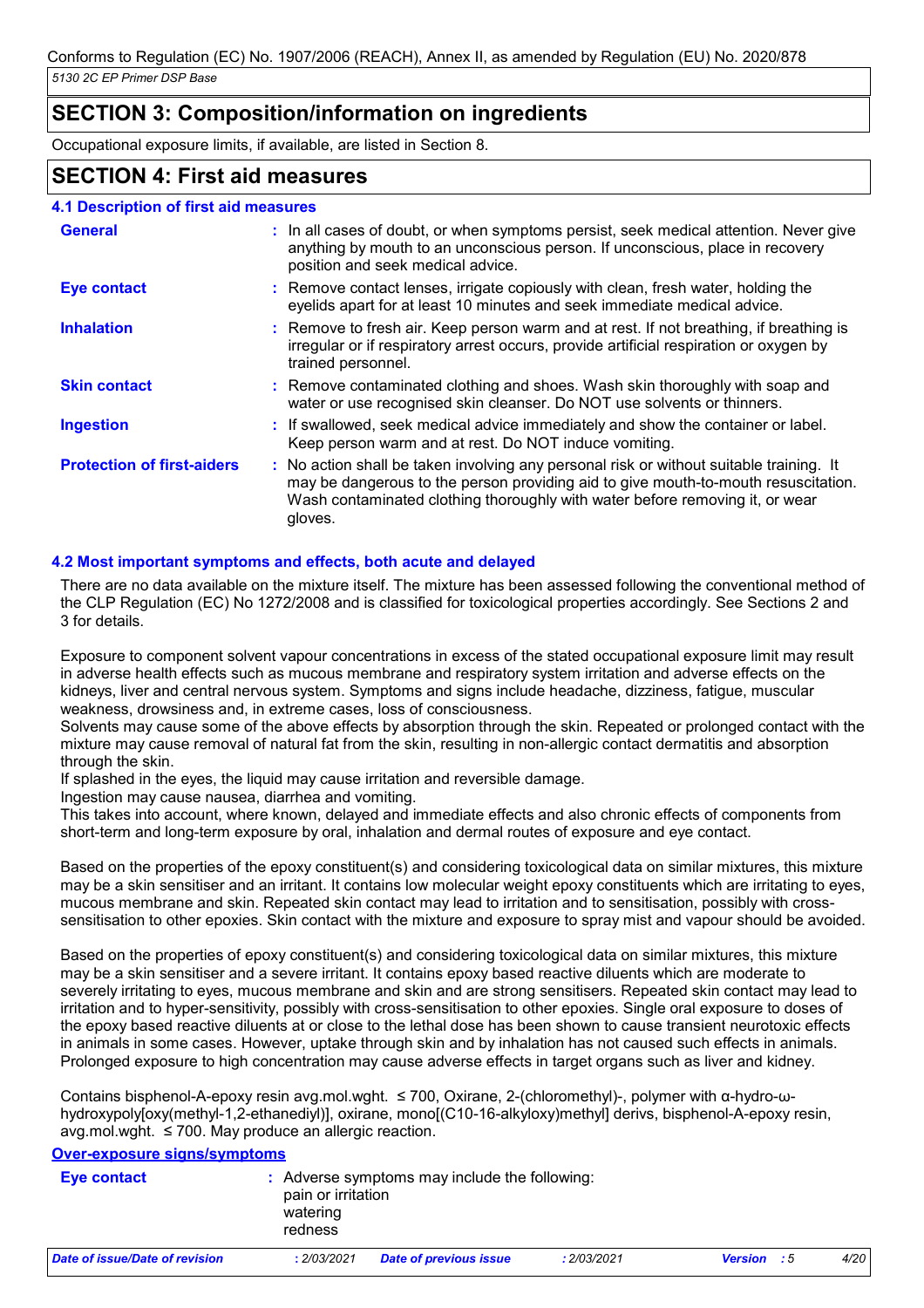## SECTION 3: Composition/information on ingredients

Occupational exposure limits, if available, are listed in Section 8.

## SECTION 4: First aid measures

### 4.1 Description of first aid measures

| | |
|---|---|
| **General** | : In all cases of doubt, or when symptoms persist, seek medical attention. Never give anything by mouth to an unconscious person. If unconscious, place in recovery position and seek medical advice. |
| **Eye contact** | : Remove contact lenses, irrigate copiously with clean, fresh water, holding the eyelids apart for at least 10 minutes and seek immediate medical advice. |
| **Inhalation** | : Remove to fresh air. Keep person warm and at rest. If not breathing, if breathing is irregular or if respiratory arrest occurs, provide artificial respiration or oxygen by trained personnel. |
| **Skin contact** | : Remove contaminated clothing and shoes. Wash skin thoroughly with soap and water or use recognised skin cleanser. Do NOT use solvents or thinners. |
| **Ingestion** | : If swallowed, seek medical advice immediately and show the container or label. Keep person warm and at rest. Do NOT induce vomiting. |
| **Protection of first-aiders** | : No action shall be taken involving any personal risk or without suitable training. It may be dangerous to the person providing aid to give mouth-to-mouth resuscitation. Wash contaminated clothing thoroughly with water before removing it, or wear gloves. |

### 4.2 Most important symptoms and effects, both acute and delayed

There are no data available on the mixture itself. The mixture has been assessed following the conventional method of the CLP Regulation (EC) No 1272/2008 and is classified for toxicological properties accordingly. See Sections 2 and 3 for details.

Exposure to component solvent vapour concentrations in excess of the stated occupational exposure limit may result in adverse health effects such as mucous membrane and respiratory system irritation and adverse effects on the kidneys, liver and central nervous system. Symptoms and signs include headache, dizziness, fatigue, muscular weakness, drowsiness and, in extreme cases, loss of consciousness.
Solvents may cause some of the above effects by absorption through the skin. Repeated or prolonged contact with the mixture may cause removal of natural fat from the skin, resulting in non-allergic contact dermatitis and absorption through the skin.
If splashed in the eyes, the liquid may cause irritation and reversible damage.
Ingestion may cause nausea, diarrhea and vomiting.
This takes into account, where known, delayed and immediate effects and also chronic effects of components from short-term and long-term exposure by oral, inhalation and dermal routes of exposure and eye contact.

Based on the properties of the epoxy constituent(s) and considering toxicological data on similar mixtures, this mixture may be a skin sensitiser and an irritant. It contains low molecular weight epoxy constituents which are irritating to eyes, mucous membrane and skin. Repeated skin contact may lead to irritation and to sensitisation, possibly with cross-sensitisation to other epoxies. Skin contact with the mixture and exposure to spray mist and vapour should be avoided.

Based on the properties of epoxy constituent(s) and considering toxicological data on similar mixtures, this mixture may be a skin sensitiser and a severe irritant. It contains epoxy based reactive diluents which are moderate to severely irritating to eyes, mucous membrane and skin and are strong sensitisers. Repeated skin contact may lead to irritation and to hyper-sensitivity, possibly with cross-sensitisation to other epoxies. Single oral exposure to doses of the epoxy based reactive diluents at or close to the lethal dose has been shown to cause transient neurotoxic effects in animals in some cases. However, uptake through skin and by inhalation has not caused such effects in animals. Prolonged exposure to high concentration may cause adverse effects in target organs such as liver and kidney.

Contains bisphenol-A-epoxy resin avg.mol.wght. ≤ 700, Oxirane, 2-(chloromethyl)-, polymer with α-hydro-ω-hydroxypoly[oxy(methyl-1,2-ethanediyl)], oxirane, mono[(C10-16-alkyloxy)methyl] derivs, bisphenol-A-epoxy resin, avg.mol.wght. ≤ 700. May produce an allergic reaction.

**Over-exposure signs/symptoms**

| | |
|---|---|
| **Eye contact** | : Adverse symptoms may include the following:<br>pain or irritation<br>watering<br>redness |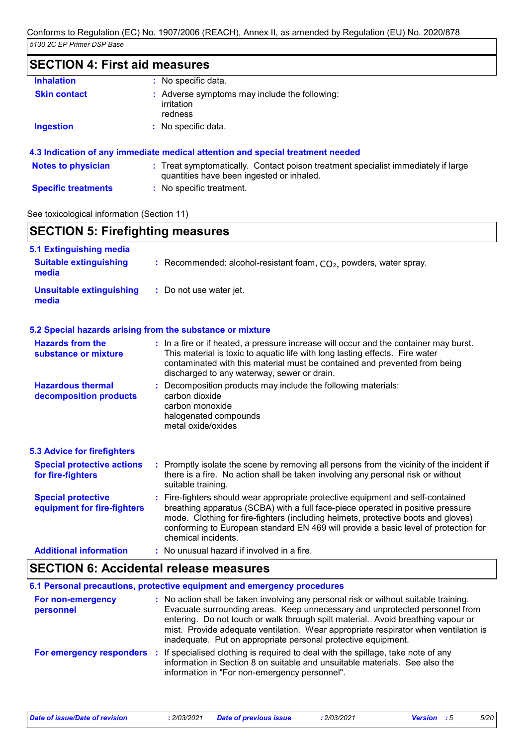## SECTION 4: First aid measures

**Inhalation** : No specific data.

**Skin contact** : Adverse symptoms may include the following:
irritation
redness

**Ingestion** : No specific data.

### 4.3 Indication of any immediate medical attention and special treatment needed

**Notes to physician** : Treat symptomatically. Contact poison treatment specialist immediately if large quantities have been ingested or inhaled.

**Specific treatments** : No specific treatment.

See toxicological information (Section 11)

## SECTION 5: Firefighting measures

### 5.1 Extinguishing media

**Suitable extinguishing media** : Recommended: alcohol-resistant foam, $CO_2$, powders, water spray.

**Unsuitable extinguishing media** : Do not use water jet.

### 5.2 Special hazards arising from the substance or mixture

**Hazards from the substance or mixture** : In a fire or if heated, a pressure increase will occur and the container may burst. This material is toxic to aquatic life with long lasting effects. Fire water contaminated with this material must be contained and prevented from being discharged to any waterway, sewer or drain.

**Hazardous thermal decomposition products** : Decomposition products may include the following materials:
carbon dioxide
carbon monoxide
halogenated compounds
metal oxide/oxides

### 5.3 Advice for firefighters

**Special protective actions for fire-fighters** : Promptly isolate the scene by removing all persons from the vicinity of the incident if there is a fire. No action shall be taken involving any personal risk or without suitable training.

**Special protective equipment for fire-fighters** : Fire-fighters should wear appropriate protective equipment and self-contained breathing apparatus (SCBA) with a full face-piece operated in positive pressure mode. Clothing for fire-fighters (including helmets, protective boots and gloves) conforming to European standard EN 469 will provide a basic level of protection for chemical incidents.

**Additional information** : No unusual hazard if involved in a fire.

## SECTION 6: Accidental release measures

### 6.1 Personal precautions, protective equipment and emergency procedures

**For non-emergency personnel** : No action shall be taken involving any personal risk or without suitable training. Evacuate surrounding areas. Keep unnecessary and unprotected personnel from entering. Do not touch or walk through spilt material. Avoid breathing vapour or mist. Provide adequate ventilation. Wear appropriate respirator when ventilation is inadequate. Put on appropriate personal protective equipment.

**For emergency responders** : If specialised clothing is required to deal with the spillage, take note of any information in Section 8 on suitable and unsuitable materials. See also the information in "For non-emergency personnel".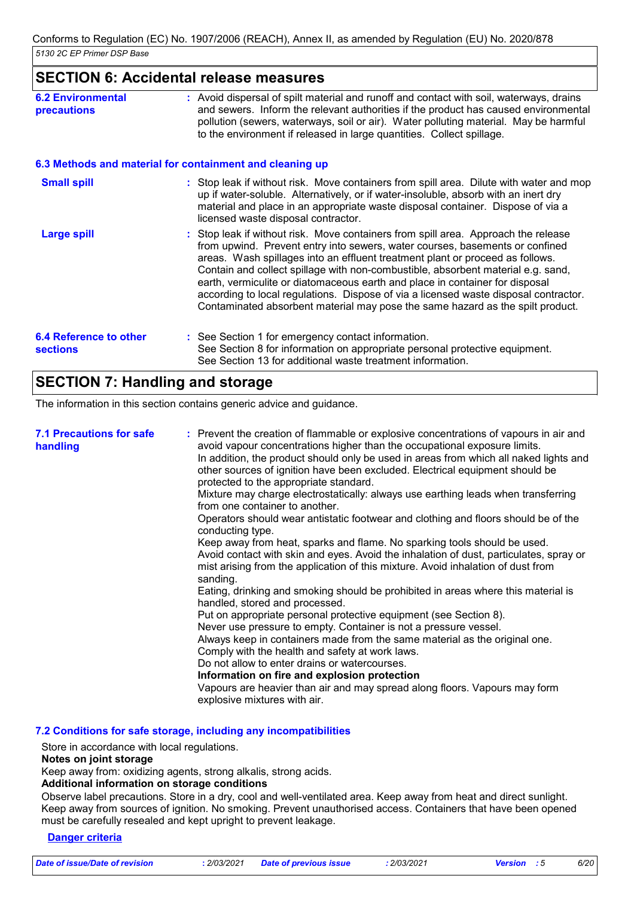## SECTION 6: Accidental release measures

**6.2 Environmental precautions** : Avoid dispersal of spilt material and runoff and contact with soil, waterways, drains and sewers. Inform the relevant authorities if the product has caused environmental pollution (sewers, waterways, soil or air). Water polluting material. May be harmful to the environment if released in large quantities. Collect spillage.

### 6.3 Methods and material for containment and cleaning up

**Small spill** : Stop leak if without risk. Move containers from spill area. Dilute with water and mop up if water-soluble. Alternatively, or if water-insoluble, absorb with an inert dry material and place in an appropriate waste disposal container. Dispose of via a licensed waste disposal contractor.

**Large spill** : Stop leak if without risk. Move containers from spill area. Approach the release from upwind. Prevent entry into sewers, water courses, basements or confined areas. Wash spillages into an effluent treatment plant or proceed as follows. Contain and collect spillage with non-combustible, absorbent material e.g. sand, earth, vermiculite or diatomaceous earth and place in container for disposal according to local regulations. Dispose of via a licensed waste disposal contractor. Contaminated absorbent material may pose the same hazard as the spilt product.

**6.4 Reference to other sections** : See Section 1 for emergency contact information.
See Section 8 for information on appropriate personal protective equipment.
See Section 13 for additional waste treatment information.

## SECTION 7: Handling and storage

The information in this section contains generic advice and guidance.

**7.1 Precautions for safe handling** : Prevent the creation of flammable or explosive concentrations of vapours in air and avoid vapour concentrations higher than the occupational exposure limits.
In addition, the product should only be used in areas from which all naked lights and other sources of ignition have been excluded. Electrical equipment should be protected to the appropriate standard.
Mixture may charge electrostatically: always use earthing leads when transferring from one container to another.
Operators should wear antistatic footwear and clothing and floors should be of the conducting type.
Keep away from heat, sparks and flame. No sparking tools should be used.
Avoid contact with skin and eyes. Avoid the inhalation of dust, particulates, spray or mist arising from the application of this mixture. Avoid inhalation of dust from sanding.
Eating, drinking and smoking should be prohibited in areas where this material is handled, stored and processed.
Put on appropriate personal protective equipment (see Section 8).
Never use pressure to empty. Container is not a pressure vessel.
Always keep in containers made from the same material as the original one.
Comply with the health and safety at work laws.
Do not allow to enter drains or watercourses.
**Information on fire and explosion protection**
Vapours are heavier than air and may spread along floors. Vapours may form explosive mixtures with air.

### 7.2 Conditions for safe storage, including any incompatibilities

Store in accordance with local regulations.
**Notes on joint storage**
Keep away from: oxidizing agents, strong alkalis, strong acids.
**Additional information on storage conditions**
Observe label precautions. Store in a dry, cool and well-ventilated area. Keep away from heat and direct sunlight. Keep away from sources of ignition. No smoking. Prevent unauthorised access. Containers that have been opened must be carefully resealed and kept upright to prevent leakage.

**Danger criteria**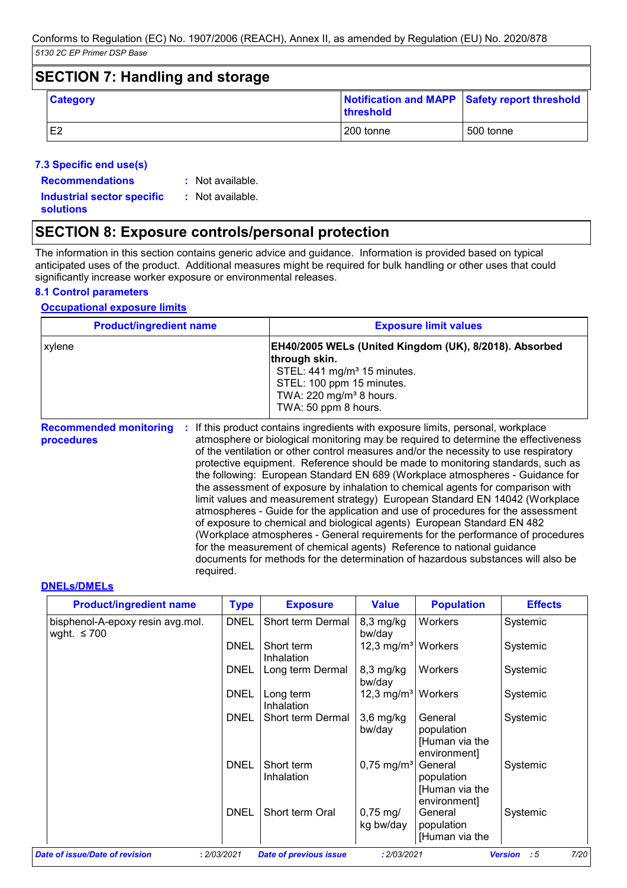## SECTION 7: Handling and storage

| Category | Notification and MAPP threshold | Safety report threshold |
|---|---|---|
| E2 | 200 tonne | 500 tonne |

### 7.3 Specific end use(s)

**Recommendations** : Not available.

**Industrial sector specific solutions** : Not available.

## SECTION 8: Exposure controls/personal protection

The information in this section contains generic advice and guidance. Information is provided based on typical anticipated uses of the product. Additional measures might be required for bulk handling or other uses that could significantly increase worker exposure or environmental releases.

### 8.1 Control parameters

**Occupational exposure limits**

| Product/ingredient name | Exposure limit values |
|---|---|
| xylene | **EH40/2005 WELs (United Kingdom (UK), 8/2018). Absorbed through skin.**<br>STEL: 441 mg/m³ 15 minutes.<br>STEL: 100 ppm 15 minutes.<br>TWA: 220 mg/m³ 8 hours.<br>TWA: 50 ppm 8 hours. |

**Recommended monitoring procedures** : If this product contains ingredients with exposure limits, personal, workplace atmosphere or biological monitoring may be required to determine the effectiveness of the ventilation or other control measures and/or the necessity to use respiratory protective equipment. Reference should be made to monitoring standards, such as the following: European Standard EN 689 (Workplace atmospheres - Guidance for the assessment of exposure by inhalation to chemical agents for comparison with limit values and measurement strategy) European Standard EN 14042 (Workplace atmospheres - Guide for the application and use of procedures for the assessment of exposure to chemical and biological agents) European Standard EN 482 (Workplace atmospheres - General requirements for the performance of procedures for the measurement of chemical agents) Reference to national guidance documents for methods for the determination of hazardous substances will also be required.

**DNELs/DMELs**

| Product/ingredient name | Type | Exposure | Value | Population | Effects |
|---|---|---|---|---|---|
| bisphenol-A-epoxy resin avg.mol. wght. ≤ 700 | DNEL | Short term Dermal | 8,3 mg/kg bw/day | Workers | Systemic |
| | DNEL | Short term Inhalation | 12,3 mg/m³ | Workers | Systemic |
| | DNEL | Long term Dermal | 8,3 mg/kg bw/day | Workers | Systemic |
| | DNEL | Long term Inhalation | 12,3 mg/m³ | Workers | Systemic |
| | DNEL | Short term Dermal | 3,6 mg/kg bw/day | General population [Human via the environment] | Systemic |
| | DNEL | Short term Inhalation | 0,75 mg/m³ | General population [Human via the environment] | Systemic |
| | DNEL | Short term Oral | 0,75 mg/kg bw/day | General population [Human via the | Systemic |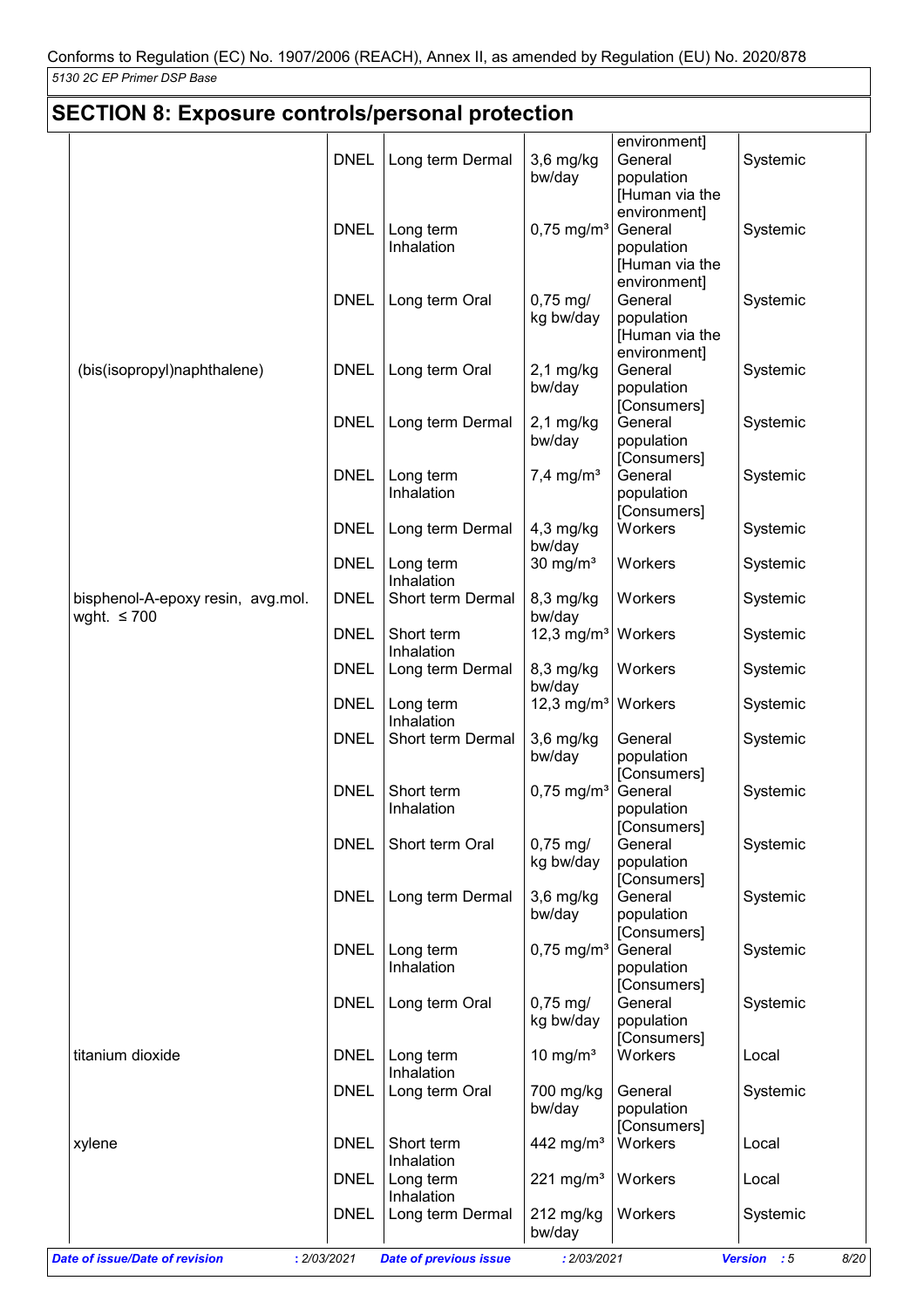Conforms to Regulation (EC) No. 1907/2006 (REACH), Annex II, as amended by Regulation (EU) No. 2020/878

*5130 2C EP Primer DSP Base*

## SECTION 8: Exposure controls/personal protection

| | | | | | |
|---|---|---|---|---|---|
| | | | | environment] | |
| | DNEL | Long term Dermal | 3,6 mg/kg bw/day | General population [Human via the environment] | Systemic |
| | DNEL | Long term Inhalation | 0,75 mg/m³ | General population [Human via the environment] | Systemic |
| | DNEL | Long term Oral | 0,75 mg/kg bw/day | General population [Human via the environment] | Systemic |
| (bis(isopropyl)naphthalene) | DNEL | Long term Oral | 2,1 mg/kg bw/day | General population [Consumers] | Systemic |
| | DNEL | Long term Dermal | 2,1 mg/kg bw/day | General population [Consumers] | Systemic |
| | DNEL | Long term Inhalation | 7,4 mg/m³ | General population [Consumers] | Systemic |
| | DNEL | Long term Dermal | 4,3 mg/kg bw/day | Workers | Systemic |
| | DNEL | Long term Inhalation | 30 mg/m³ | Workers | Systemic |
| bisphenol-A-epoxy resin, avg.mol. wght. ≤ 700 | DNEL | Short term Dermal | 8,3 mg/kg bw/day | Workers | Systemic |
| | DNEL | Short term Inhalation | 12,3 mg/m³ | Workers | Systemic |
| | DNEL | Long term Dermal | 8,3 mg/kg bw/day | Workers | Systemic |
| | DNEL | Long term Inhalation | 12,3 mg/m³ | Workers | Systemic |
| | DNEL | Short term Dermal | 3,6 mg/kg bw/day | General population [Consumers] | Systemic |
| | DNEL | Short term Inhalation | 0,75 mg/m³ | General population [Consumers] | Systemic |
| | DNEL | Short term Oral | 0,75 mg/kg bw/day | General population [Consumers] | Systemic |
| | DNEL | Long term Dermal | 3,6 mg/kg bw/day | General population [Consumers] | Systemic |
| | DNEL | Long term Inhalation | 0,75 mg/m³ | General population [Consumers] | Systemic |
| | DNEL | Long term Oral | 0,75 mg/kg bw/day | General population [Consumers] | Systemic |
| titanium dioxide | DNEL | Long term Inhalation | 10 mg/m³ | Workers | Local |
| | DNEL | Long term Oral | 700 mg/kg bw/day | General population [Consumers] | Systemic |
| xylene | DNEL | Short term Inhalation | 442 mg/m³ | Workers | Local |
| | DNEL | Long term Inhalation | 221 mg/m³ | Workers | Local |
| | DNEL | Long term Dermal | 212 mg/kg bw/day | Workers | Systemic |

*Date of issue/Date of revision* : 2/03/2021 *Date of previous issue* : 2/03/2021 *Version* : 5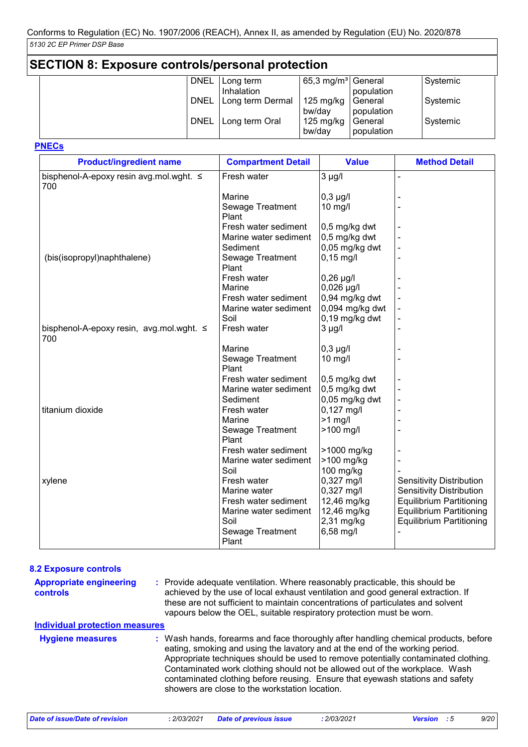Conforms to Regulation (EC) No. 1907/2006 (REACH), Annex II, as amended by Regulation (EU) No. 2020/878

*5130 2C EP Primer DSP Base*

## SECTION 8: Exposure controls/personal protection

| | | | | | |
|---|---|---|---|---|---|
| | DNEL | Long term Inhalation | 65,3 mg/m³ | General population | Systemic |
| | DNEL | Long term Dermal | 125 mg/kg bw/day | General population | Systemic |
| | DNEL | Long term Oral | 125 mg/kg bw/day | General population | Systemic |

### PNECs

| Product/ingredient name | Compartment Detail | Value | Method Detail |
|---|---|---|---|
| bisphenol-A-epoxy resin avg.mol.wght. ≤ 700 | Fresh water | 3 µg/l | - |
| | Marine | 0,3 µg/l | - |
| | Sewage Treatment Plant | 10 mg/l | - |
| | Fresh water sediment | 0,5 mg/kg dwt | - |
| | Marine water sediment | 0,5 mg/kg dwt | - |
| | Sediment | 0,05 mg/kg dwt | - |
| (bis(isopropyl)naphthalene) | Sewage Treatment Plant | 0,15 mg/l | - |
| | Fresh water | 0,26 µg/l | - |
| | Marine | 0,026 µg/l | - |
| | Fresh water sediment | 0,94 mg/kg dwt | - |
| | Marine water sediment | 0,094 mg/kg dwt | - |
| | Soil | 0,19 mg/kg dwt | - |
| bisphenol-A-epoxy resin, avg.mol.wght. ≤ 700 | Fresh water | 3 µg/l | - |
| | Marine | 0,3 µg/l | - |
| | Sewage Treatment Plant | 10 mg/l | - |
| | Fresh water sediment | 0,5 mg/kg dwt | - |
| | Marine water sediment | 0,5 mg/kg dwt | - |
| | Sediment | 0,05 mg/kg dwt | - |
| titanium dioxide | Fresh water | 0,127 mg/l | - |
| | Marine | >1 mg/l | - |
| | Sewage Treatment Plant | >100 mg/l | - |
| | Fresh water sediment | >1000 mg/kg | - |
| | Marine water sediment | >100 mg/kg | - |
| | Soil | 100 mg/kg | - |
| xylene | Fresh water | 0,327 mg/l | Sensitivity Distribution |
| | Marine water | 0,327 mg/l | Sensitivity Distribution |
| | Fresh water sediment | 12,46 mg/kg | Equilibrium Partitioning |
| | Marine water sediment | 12,46 mg/kg | Equilibrium Partitioning |
| | Soil | 2,31 mg/kg | Equilibrium Partitioning |
| | Sewage Treatment Plant | 6,58 mg/l | - |

### 8.2 Exposure controls

**Appropriate engineering controls** : Provide adequate ventilation. Where reasonably practicable, this should be achieved by the use of local exhaust ventilation and good general extraction. If these are not sufficient to maintain concentrations of particulates and solvent vapours below the OEL, suitable respiratory protection must be worn.

**Individual protection measures**

**Hygiene measures** : Wash hands, forearms and face thoroughly after handling chemical products, before eating, smoking and using the lavatory and at the end of the working period. Appropriate techniques should be used to remove potentially contaminated clothing. Contaminated work clothing should not be allowed out of the workplace. Wash contaminated clothing before reusing. Ensure that eyewash stations and safety showers are close to the workstation location.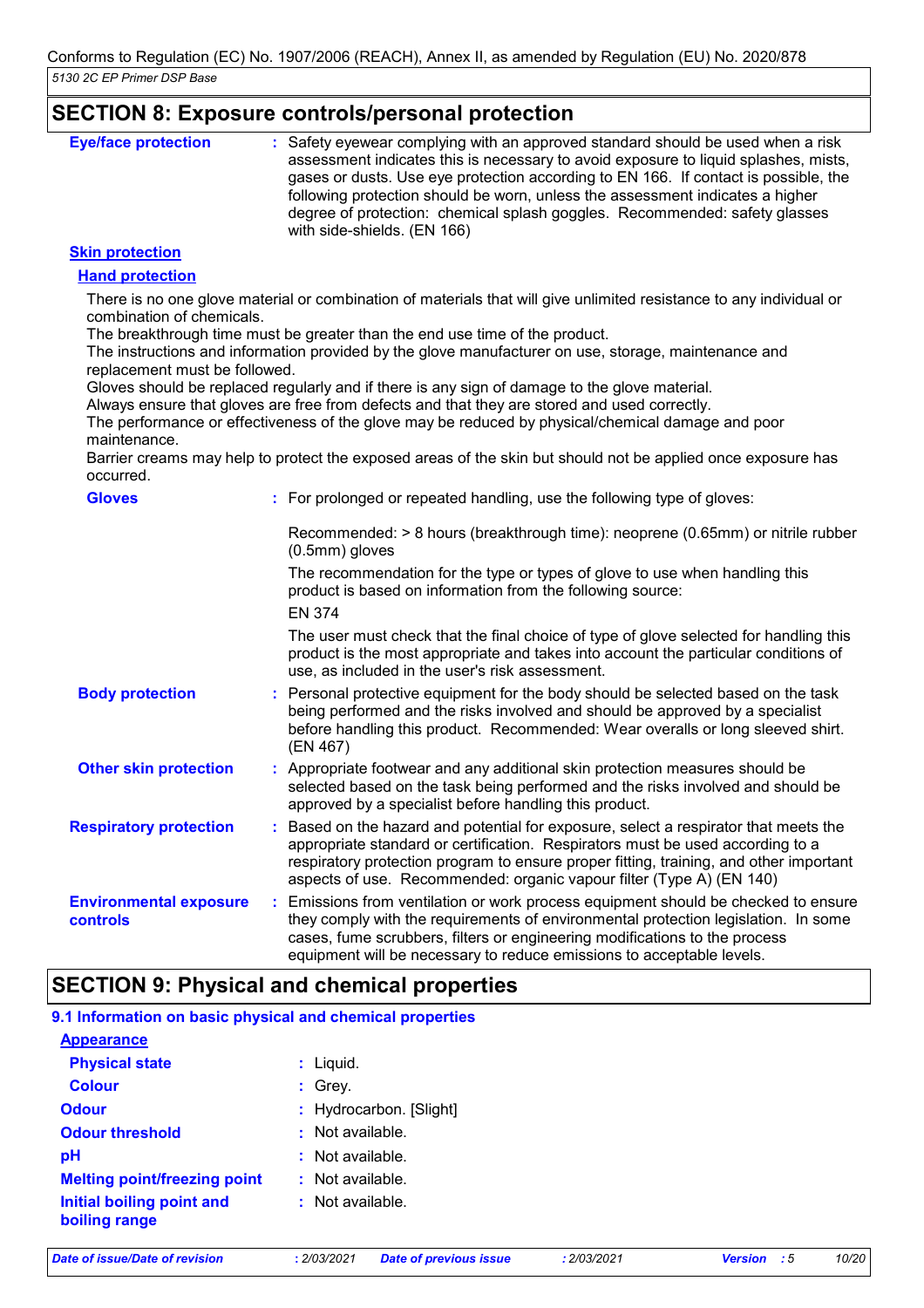## SECTION 8: Exposure controls/personal protection

**Eye/face protection** : Safety eyewear complying with an approved standard should be used when a risk assessment indicates this is necessary to avoid exposure to liquid splashes, mists, gases or dusts. Use eye protection according to EN 166. If contact is possible, the following protection should be worn, unless the assessment indicates a higher degree of protection: chemical splash goggles. Recommended: safety glasses with side-shields. (EN 166)

**Skin protection**

**Hand protection**

There is no one glove material or combination of materials that will give unlimited resistance to any individual or combination of chemicals.
The breakthrough time must be greater than the end use time of the product.
The instructions and information provided by the glove manufacturer on use, storage, maintenance and replacement must be followed.
Gloves should be replaced regularly and if there is any sign of damage to the glove material.
Always ensure that gloves are free from defects and that they are stored and used correctly.
The performance or effectiveness of the glove may be reduced by physical/chemical damage and poor maintenance.
Barrier creams may help to protect the exposed areas of the skin but should not be applied once exposure has occurred.

**Gloves** : For prolonged or repeated handling, use the following type of gloves:

Recommended: > 8 hours (breakthrough time): neoprene (0.65mm) or nitrile rubber (0.5mm) gloves

The recommendation for the type or types of glove to use when handling this product is based on information from the following source:

EN 374

The user must check that the final choice of type of glove selected for handling this product is the most appropriate and takes into account the particular conditions of use, as included in the user's risk assessment.

**Body protection** : Personal protective equipment for the body should be selected based on the task being performed and the risks involved and should be approved by a specialist before handling this product. Recommended: Wear overalls or long sleeved shirt. (EN 467)

**Other skin protection** : Appropriate footwear and any additional skin protection measures should be selected based on the task being performed and the risks involved and should be approved by a specialist before handling this product.

**Respiratory protection** : Based on the hazard and potential for exposure, select a respirator that meets the appropriate standard or certification. Respirators must be used according to a respiratory protection program to ensure proper fitting, training, and other important aspects of use. Recommended: organic vapour filter (Type A) (EN 140)

**Environmental exposure controls** : Emissions from ventilation or work process equipment should be checked to ensure they comply with the requirements of environmental protection legislation. In some cases, fume scrubbers, filters or engineering modifications to the process equipment will be necessary to reduce emissions to acceptable levels.

## SECTION 9: Physical and chemical properties

### 9.1 Information on basic physical and chemical properties

**Appearance**

**Physical state** : Liquid.

**Colour** : Grey.

**Odour** : Hydrocarbon. [Slight]

**Odour threshold** : Not available.

**pH** : Not available.

**Melting point/freezing point** : Not available.

**Initial boiling point and boiling range** : Not available.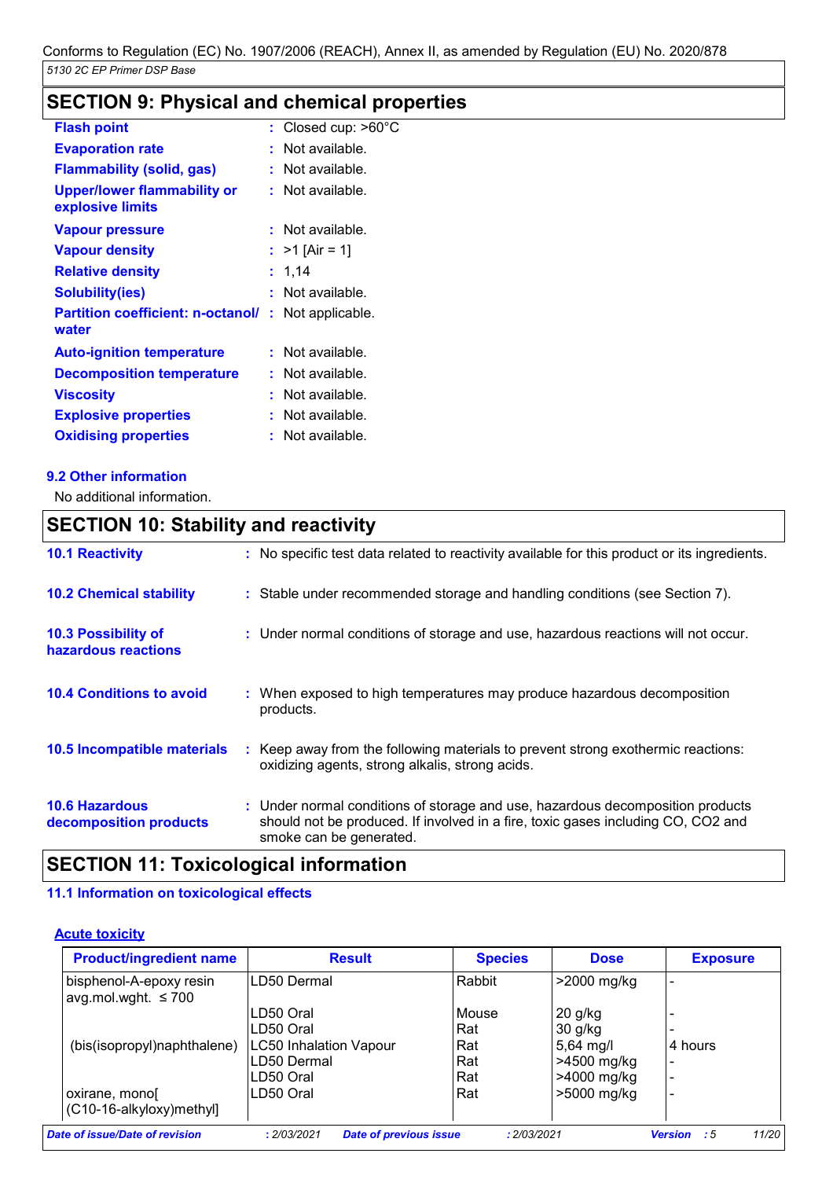## SECTION 9: Physical and chemical properties

| | | |
|---|---|---|
| **Flash point** | : | Closed cup: >60°C |
| **Evaporation rate** | : | Not available. |
| **Flammability (solid, gas)** | : | Not available. |
| **Upper/lower flammability or explosive limits** | : | Not available. |
| **Vapour pressure** | : | Not available. |
| **Vapour density** | : | >1 [Air = 1] |
| **Relative density** | : | 1,14 |
| **Solubility(ies)** | : | Not available. |
| **Partition coefficient: n-octanol/ water** | : | Not applicable. |
| **Auto-ignition temperature** | : | Not available. |
| **Decomposition temperature** | : | Not available. |
| **Viscosity** | : | Not available. |
| **Explosive properties** | : | Not available. |
| **Oxidising properties** | : | Not available. |

### 9.2 Other information

No additional information.

## SECTION 10: Stability and reactivity

| | | |
|---|---|---|
| **10.1 Reactivity** | : | No specific test data related to reactivity available for this product or its ingredients. |
| **10.2 Chemical stability** | : | Stable under recommended storage and handling conditions (see Section 7). |
| **10.3 Possibility of hazardous reactions** | : | Under normal conditions of storage and use, hazardous reactions will not occur. |
| **10.4 Conditions to avoid** | : | When exposed to high temperatures may produce hazardous decomposition products. |
| **10.5 Incompatible materials** | : | Keep away from the following materials to prevent strong exothermic reactions: oxidizing agents, strong alkalis, strong acids. |
| **10.6 Hazardous decomposition products** | : | Under normal conditions of storage and use, hazardous decomposition products should not be produced. If involved in a fire, toxic gases including CO, CO2 and smoke can be generated. |

## SECTION 11: Toxicological information

### 11.1 Information on toxicological effects

**Acute toxicity**

| Product/ingredient name | Result | Species | Dose | Exposure |
|---|---|---|---|---|
| bisphenol-A-epoxy resin avg.mol.wght. ≤ 700 | LD50 Dermal | Rabbit | >2000 mg/kg | - |
| | LD50 Oral | Mouse | 20 g/kg | - |
| | LD50 Oral | Rat | 30 g/kg | - |
| (bis(isopropyl)naphthalene) | LC50 Inhalation Vapour | Rat | 5,64 mg/l | 4 hours |
| | LD50 Dermal | Rat | >4500 mg/kg | - |
| | LD50 Oral | Rat | >4000 mg/kg | - |
| oxirane, mono[ (C10-16-alkyloxy)methyl] | LD50 Oral | Rat | >5000 mg/kg | - |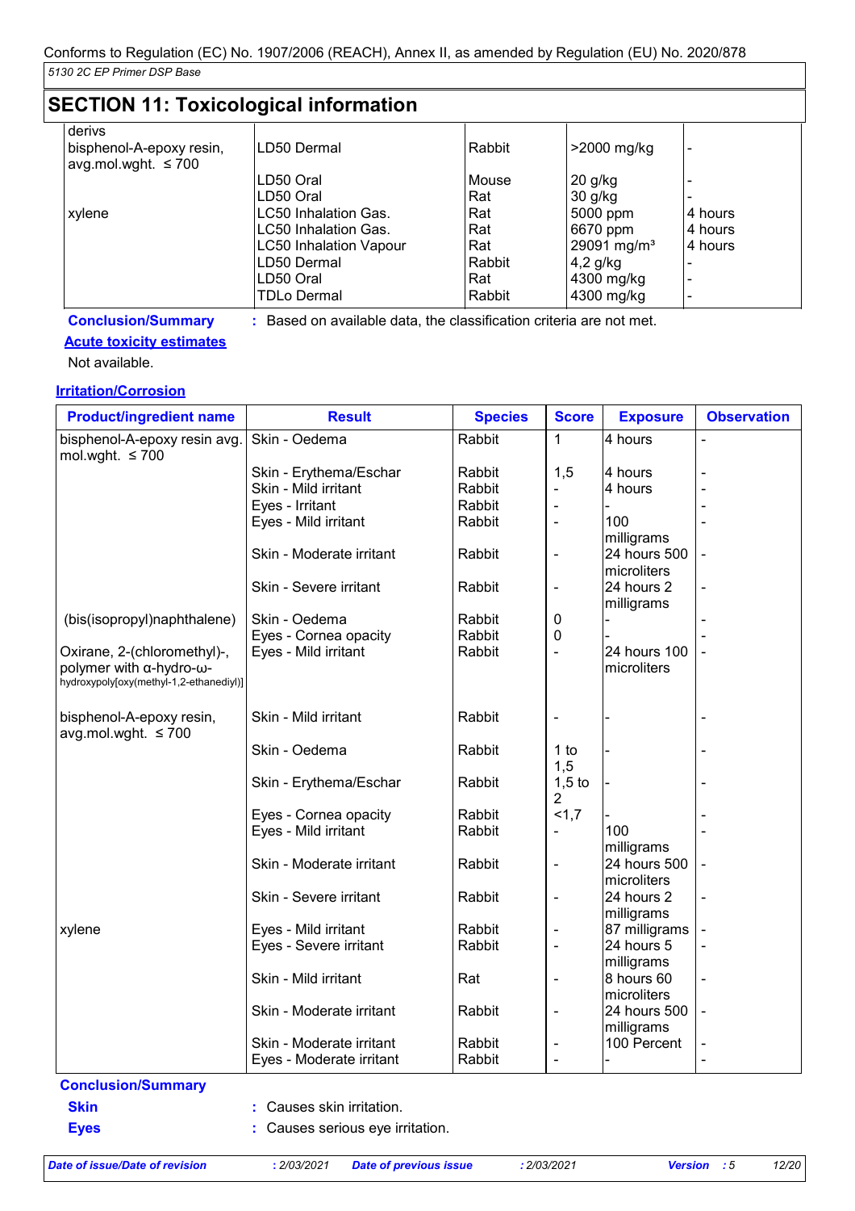Conforms to Regulation (EC) No. 1907/2006 (REACH), Annex II, as amended by Regulation (EU) No. 2020/878

*5130 2C EP Primer DSP Base*

## SECTION 11: Toxicological information

| | | | | |
|---|---|---|---|---|
| derivs | | | | |
| bisphenol-A-epoxy resin, avg.mol.wght. ≤ 700 | LD50 Dermal | Rabbit | >2000 mg/kg | - |
| | LD50 Oral | Mouse | 20 g/kg | - |
| | LD50 Oral | Rat | 30 g/kg | - |
| xylene | LC50 Inhalation Gas. | Rat | 5000 ppm | 4 hours |
| | LC50 Inhalation Gas. | Rat | 6670 ppm | 4 hours |
| | LC50 Inhalation Vapour | Rat | 29091 mg/m³ | 4 hours |
| | LD50 Dermal | Rabbit | 4,2 g/kg | - |
| | LD50 Oral | Rat | 4300 mg/kg | - |
| | TDLo Dermal | Rabbit | 4300 mg/kg | - |

**Conclusion/Summary** : Based on available data, the classification criteria are not met.

**Acute toxicity estimates**

Not available.

**Irritation/Corrosion**

| Product/ingredient name | Result | Species | Score | Exposure | Observation |
|---|---|---|---|---|---|
| bisphenol-A-epoxy resin avg. mol.wght. ≤ 700 | Skin - Oedema | Rabbit | 1 | 4 hours | - |
| | Skin - Erythema/Eschar | Rabbit | 1,5 | 4 hours | - |
| | Skin - Mild irritant | Rabbit | - | 4 hours | - |
| | Eyes - Irritant | Rabbit | - | - | - |
| | Eyes - Mild irritant | Rabbit | - | 100 milligrams | - |
| | Skin - Moderate irritant | Rabbit | - | 24 hours 500 microliters | - |
| | Skin - Severe irritant | Rabbit | - | 24 hours 2 milligrams | - |
| (bis(isopropyl)naphthalene) | Skin - Oedema | Rabbit | 0 | - | - |
| | Eyes - Cornea opacity | Rabbit | 0 | - | - |
| Oxirane, 2-(chloromethyl)-, polymer with α-hydro-ω-hydroxypoly[oxy(methyl-1,2-ethanediyl)] | Eyes - Mild irritant | Rabbit | - | 24 hours 100 microliters | - |
| bisphenol-A-epoxy resin, avg.mol.wght. ≤ 700 | Skin - Mild irritant | Rabbit | - | - | - |
| | Skin - Oedema | Rabbit | 1 to 1,5 | - | - |
| | Skin - Erythema/Eschar | Rabbit | 1,5 to 2 | - | - |
| | Eyes - Cornea opacity | Rabbit | <1,7 | - | - |
| | Eyes - Mild irritant | Rabbit | - | 100 milligrams | - |
| | Skin - Moderate irritant | Rabbit | - | 24 hours 500 microliters | - |
| | Skin - Severe irritant | Rabbit | - | 24 hours 2 milligrams | - |
| xylene | Eyes - Mild irritant | Rabbit | - | 87 milligrams | - |
| | Eyes - Severe irritant | Rabbit | - | 24 hours 5 milligrams | - |
| | Skin - Mild irritant | Rat | - | 8 hours 60 microliters | - |
| | Skin - Moderate irritant | Rabbit | - | 24 hours 500 milligrams | - |
| | Skin - Moderate irritant | Rabbit | - | 100 Percent | - |
| | Eyes - Moderate irritant | Rabbit | - | - | - |

**Conclusion/Summary**

**Skin** : Causes skin irritation.

**Eyes** : Causes serious eye irritation.

*Date of issue/Date of revision : 2/03/2021 Date of previous issue : 2/03/2021 Version : 5*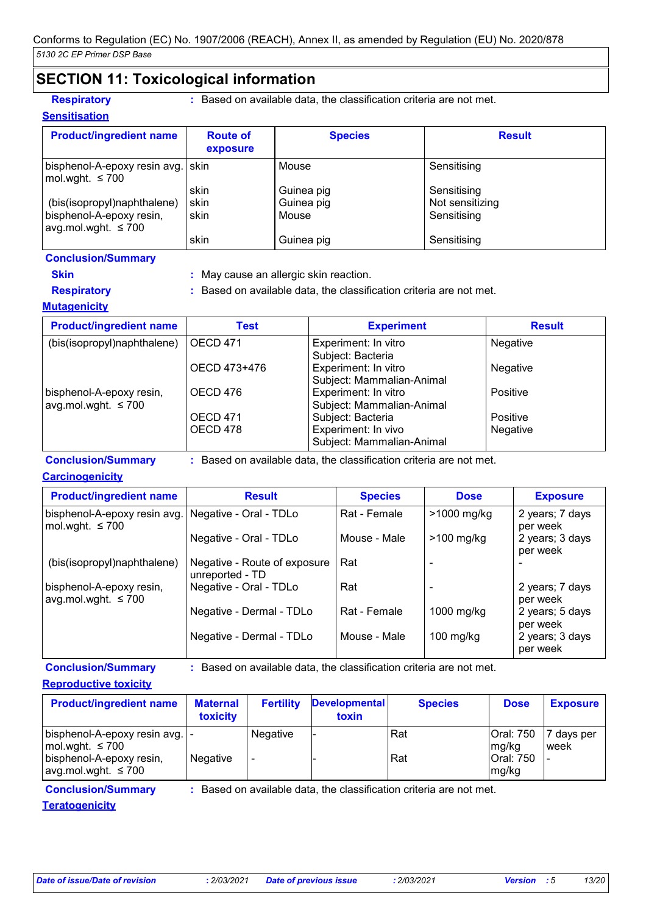## SECTION 11: Toxicological information

**Respiratory** : Based on available data, the classification criteria are not met.

**Sensitisation**

| Product/ingredient name | Route of exposure | Species | Result |
|---|---|---|---|
| bisphenol-A-epoxy resin avg. mol.wght. ≤ 700 | skin | Mouse | Sensitising |
| | skin | Guinea pig | Sensitising |
| (bis(isopropyl)naphthalene) | skin | Guinea pig | Not sensitizing |
| bisphenol-A-epoxy resin, avg.mol.wght. ≤ 700 | skin | Mouse | Sensitising |
| | skin | Guinea pig | Sensitising |

**Conclusion/Summary**

**Skin** : May cause an allergic skin reaction.

**Respiratory** : Based on available data, the classification criteria are not met.

**Mutagenicity**

| Product/ingredient name | Test | Experiment | Result |
|---|---|---|---|
| (bis(isopropyl)naphthalene) | OECD 471 | Experiment: In vitro Subject: Bacteria | Negative |
| | OECD 473+476 | Experiment: In vitro Subject: Mammalian-Animal | Negative |
| bisphenol-A-epoxy resin, avg.mol.wght. ≤ 700 | OECD 476 | Experiment: In vitro Subject: Mammalian-Animal | Positive |
| | OECD 471 | Subject: Bacteria | Positive |
| | OECD 478 | Experiment: In vivo Subject: Mammalian-Animal | Negative |

**Conclusion/Summary** : Based on available data, the classification criteria are not met.

**Carcinogenicity**

| Product/ingredient name | Result | Species | Dose | Exposure |
|---|---|---|---|---|
| bisphenol-A-epoxy resin avg. mol.wght. ≤ 700 | Negative - Oral - TDLo | Rat - Female | >1000 mg/kg | 2 years; 7 days per week |
| | Negative - Oral - TDLo | Mouse - Male | >100 mg/kg | 2 years; 3 days per week |
| (bis(isopropyl)naphthalene) | Negative - Route of exposure unreported - TD | Rat | - | - |
| bisphenol-A-epoxy resin, avg.mol.wght. ≤ 700 | Negative - Oral - TDLo | Rat | - | 2 years; 7 days per week |
| | Negative - Dermal - TDLo | Rat - Female | 1000 mg/kg | 2 years; 5 days per week |
| | Negative - Dermal - TDLo | Mouse - Male | 100 mg/kg | 2 years; 3 days per week |

**Conclusion/Summary** : Based on available data, the classification criteria are not met.

**Reproductive toxicity**

| Product/ingredient name | Maternal toxicity | Fertility | Developmental toxin | Species | Dose | Exposure |
|---|---|---|---|---|---|---|
| bisphenol-A-epoxy resin avg. mol.wght. ≤ 700 | - | Negative | - | Rat | Oral: 750 mg/kg | 7 days per week |
| bisphenol-A-epoxy resin, avg.mol.wght. ≤ 700 | Negative | - | - | Rat | Oral: 750 mg/kg | - |

**Conclusion/Summary** : Based on available data, the classification criteria are not met.

**Teratogenicity**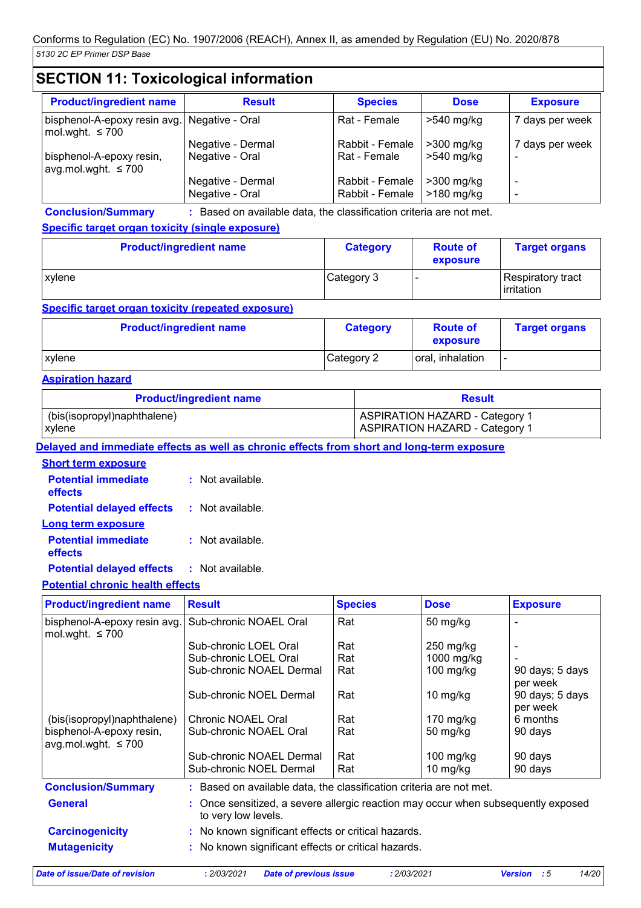## SECTION 11: Toxicological information

| Product/ingredient name | Result | Species | Dose | Exposure |
|---|---|---|---|---|
| bisphenol-A-epoxy resin avg. mol.wght. ≤ 700 | Negative - Oral | Rat - Female | >540 mg/kg | 7 days per week |
| | Negative - Dermal | Rabbit - Female | >300 mg/kg | 7 days per week |
| bisphenol-A-epoxy resin, avg.mol.wght. ≤ 700 | Negative - Oral | Rat - Female | >540 mg/kg | - |
| | Negative - Dermal | Rabbit - Female | >300 mg/kg | - |
| | Negative - Oral | Rabbit - Female | >180 mg/kg | - |

**Conclusion/Summary** : Based on available data, the classification criteria are not met.

**Specific target organ toxicity (single exposure)**

| Product/ingredient name | Category | Route of exposure | Target organs |
|---|---|---|---|
| xylene | Category 3 | - | Respiratory tract irritation |

**Specific target organ toxicity (repeated exposure)**

| Product/ingredient name | Category | Route of exposure | Target organs |
|---|---|---|---|
| xylene | Category 2 | oral, inhalation | - |

**Aspiration hazard**

| Product/ingredient name | Result |
|---|---|
| (bis(isopropyl)naphthalene) | ASPIRATION HAZARD - Category 1 |
| xylene | ASPIRATION HAZARD - Category 1 |

**Delayed and immediate effects as well as chronic effects from short and long-term exposure**

**Short term exposure**

**Potential immediate effects** : Not available.

**Potential delayed effects** : Not available.

**Long term exposure**

**Potential immediate effects** : Not available.

**Potential delayed effects** : Not available.

**Potential chronic health effects**

| Product/ingredient name | Result | Species | Dose | Exposure |
|---|---|---|---|---|
| bisphenol-A-epoxy resin avg. mol.wght. ≤ 700 | Sub-chronic NOAEL Oral | Rat | 50 mg/kg | - |
| | Sub-chronic LOEL Oral | Rat | 250 mg/kg | - |
| | Sub-chronic LOEL Oral | Rat | 1000 mg/kg | - |
| | Sub-chronic NOAEL Dermal | Rat | 100 mg/kg | 90 days; 5 days per week |
| | Sub-chronic NOEL Dermal | Rat | 10 mg/kg | 90 days; 5 days per week |
| (bis(isopropyl)naphthalene) | Chronic NOAEL Oral | Rat | 170 mg/kg | 6 months |
| bisphenol-A-epoxy resin, avg.mol.wght. ≤ 700 | Sub-chronic NOAEL Oral | Rat | 50 mg/kg | 90 days |
| | Sub-chronic NOAEL Dermal | Rat | 100 mg/kg | 90 days |
| | Sub-chronic NOEL Dermal | Rat | 10 mg/kg | 90 days |

**Conclusion/Summary** : Based on available data, the classification criteria are not met.

**General** : Once sensitized, a severe allergic reaction may occur when subsequently exposed to very low levels.

**Carcinogenicity** : No known significant effects or critical hazards.

**Mutagenicity** : No known significant effects or critical hazards.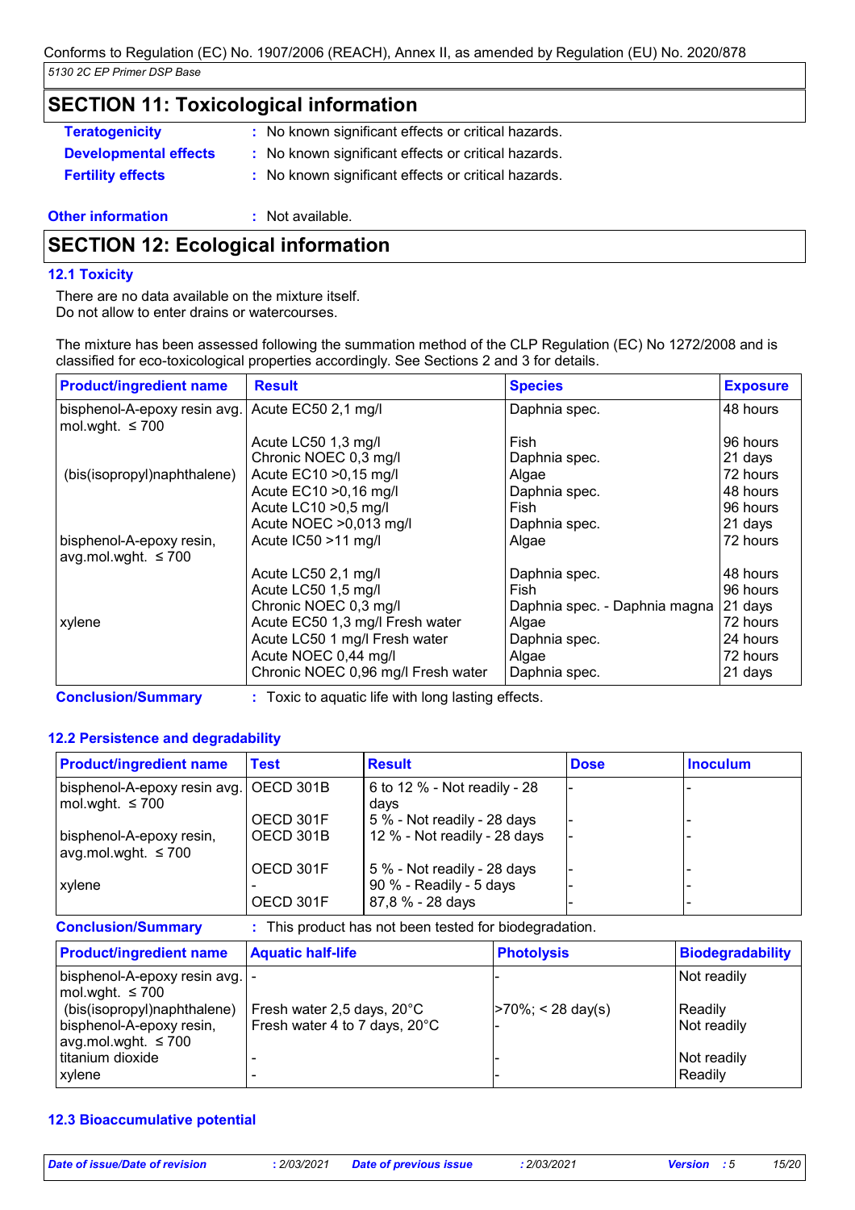## SECTION 11: Toxicological information

**Teratogenicity** : No known significant effects or critical hazards.

**Developmental effects** : No known significant effects or critical hazards.

**Fertility effects** : No known significant effects or critical hazards.

**Other information** : Not available.

## SECTION 12: Ecological information

### 12.1 Toxicity

There are no data available on the mixture itself.
Do not allow to enter drains or watercourses.

The mixture has been assessed following the summation method of the CLP Regulation (EC) No 1272/2008 and is classified for eco-toxicological properties accordingly. See Sections 2 and 3 for details.

| Product/ingredient name | Result | Species | Exposure |
|---|---|---|---|
| bisphenol-A-epoxy resin avg. mol.wght. ≤ 700 | Acute EC50 2,1 mg/l | Daphnia spec. | 48 hours |
| | Acute LC50 1,3 mg/l | Fish | 96 hours |
| | Chronic NOEC 0,3 mg/l | Daphnia spec. | 21 days |
| (bis(isopropyl)naphthalene) | Acute EC10 >0,15 mg/l | Algae | 72 hours |
| | Acute EC10 >0,16 mg/l | Daphnia spec. | 48 hours |
| | Acute LC10 >0,5 mg/l | Fish | 96 hours |
| | Acute NOEC >0,013 mg/l | Daphnia spec. | 21 days |
| bisphenol-A-epoxy resin, avg.mol.wght. ≤ 700 | Acute IC50 >11 mg/l | Algae | 72 hours |
| | Acute LC50 2,1 mg/l | Daphnia spec. | 48 hours |
| | Acute LC50 1,5 mg/l | Fish | 96 hours |
| | Chronic NOEC 0,3 mg/l | Daphnia spec. - Daphnia magna | 21 days |
| xylene | Acute EC50 1,3 mg/l Fresh water | Algae | 72 hours |
| | Acute LC50 1 mg/l Fresh water | Daphnia spec. | 24 hours |
| | Acute NOEC 0,44 mg/l | Algae | 72 hours |
| | Chronic NOEC 0,96 mg/l Fresh water | Daphnia spec. | 21 days |

**Conclusion/Summary** : Toxic to aquatic life with long lasting effects.

### 12.2 Persistence and degradability

| Product/ingredient name | Test | Result | Dose | Inoculum |
|---|---|---|---|---|
| bisphenol-A-epoxy resin avg. mol.wght. ≤ 700 | OECD 301B | 6 to 12 % - Not readily - 28 days | - | - |
| | OECD 301F | 5 % - Not readily - 28 days | - | - |
| bisphenol-A-epoxy resin, avg.mol.wght. ≤ 700 | OECD 301B | 12 % - Not readily - 28 days | - | - |
| | OECD 301F | 5 % - Not readily - 28 days | - | - |
| xylene | - | 90 % - Readily - 5 days | - | - |
| | OECD 301F | 87,8 % - 28 days | - | - |

**Conclusion/Summary** : This product has not been tested for biodegradation.

| Product/ingredient name | Aquatic half-life | Photolysis | Biodegradability |
|---|---|---|---|
| bisphenol-A-epoxy resin avg. mol.wght. ≤ 700 | - | - | Not readily |
| (bis(isopropyl)naphthalene) | Fresh water 2,5 days, 20°C | >70%; < 28 day(s) | Readily |
| bisphenol-A-epoxy resin, avg.mol.wght. ≤ 700 | Fresh water 4 to 7 days, 20°C | - | Not readily |
| titanium dioxide | - | - | Not readily |
| xylene | - | - | Readily |

### 12.3 Bioaccumulative potential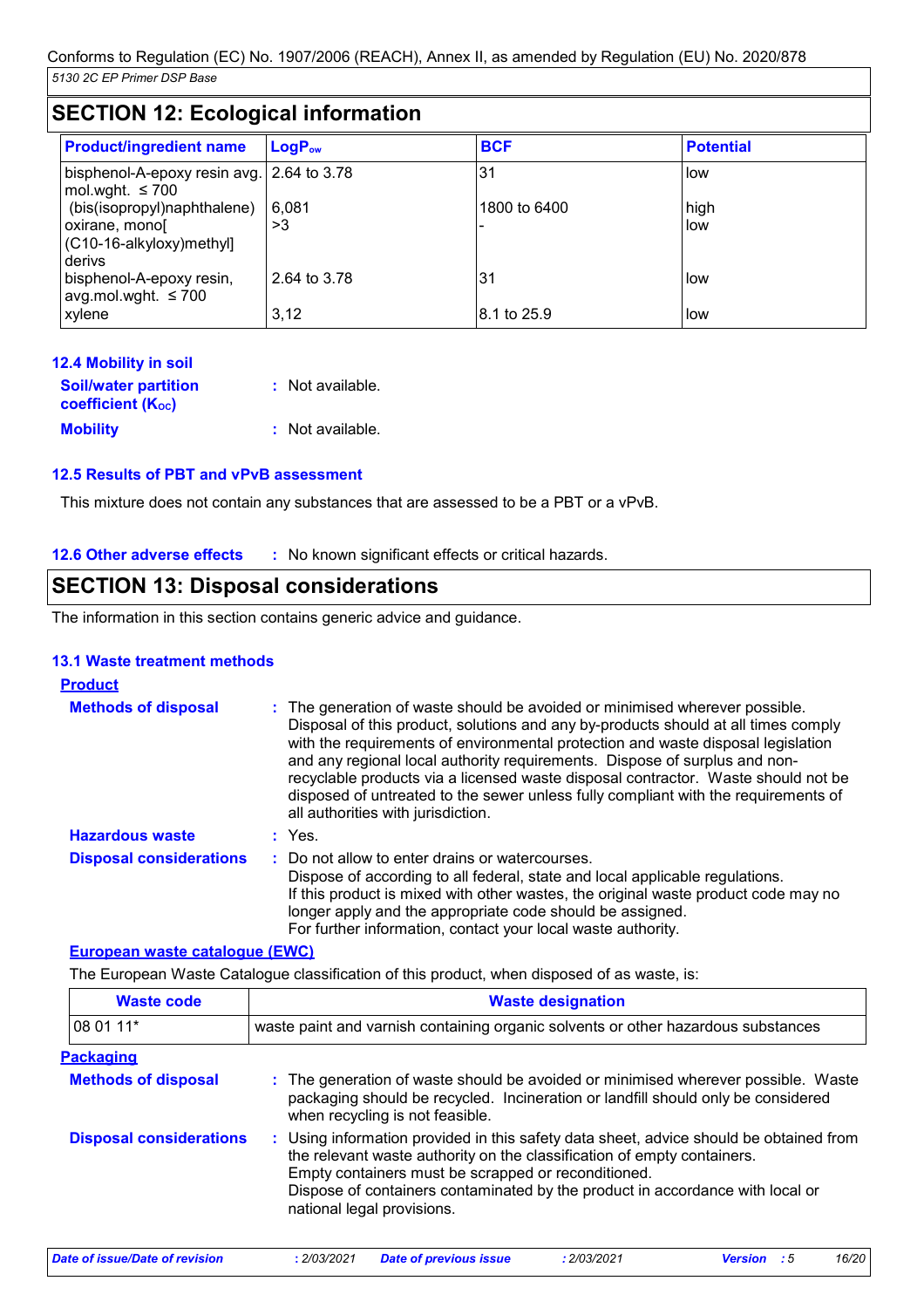## SECTION 12: Ecological information

| Product/ingredient name | $LogP_{ow}$ | BCF | Potential |
|---|---|---|---|
| bisphenol-A-epoxy resin avg. mol.wght. ≤ 700 | 2.64 to 3.78 | 31 | low |
| (bis(isopropyl)naphthalene) | 6,081 | 1800 to 6400 | high |
| oxirane, mono[ (C10-16-alkyloxy)methyl] derivs | >3 | - | low |
| bisphenol-A-epoxy resin, avg.mol.wght. ≤ 700 | 2.64 to 3.78 | 31 | low |
| xylene | 3,12 | 8.1 to 25.9 | low |

### 12.4 Mobility in soil

**Soil/water partition coefficient ($K_{OC}$)** : Not available.

**Mobility** : Not available.

### 12.5 Results of PBT and vPvB assessment

This mixture does not contain any substances that are assessed to be a PBT or a vPvB.

### 12.6 Other adverse effects

: No known significant effects or critical hazards.

## SECTION 13: Disposal considerations

The information in this section contains generic advice and guidance.

### 13.1 Waste treatment methods

**Product**

**Methods of disposal** : The generation of waste should be avoided or minimised wherever possible. Disposal of this product, solutions and any by-products should at all times comply with the requirements of environmental protection and waste disposal legislation and any regional local authority requirements. Dispose of surplus and non-recyclable products via a licensed waste disposal contractor. Waste should not be disposed of untreated to the sewer unless fully compliant with the requirements of all authorities with jurisdiction.

**Hazardous waste** : Yes.

**Disposal considerations** : Do not allow to enter drains or watercourses.
Dispose of according to all federal, state and local applicable regulations.
If this product is mixed with other wastes, the original waste product code may no longer apply and the appropriate code should be assigned.
For further information, contact your local waste authority.

**European waste catalogue (EWC)**

The European Waste Catalogue classification of this product, when disposed of as waste, is:

| Waste code | Waste designation |
|---|---|
| 08 01 11* | waste paint and varnish containing organic solvents or other hazardous substances |

**Packaging**

**Methods of disposal** : The generation of waste should be avoided or minimised wherever possible. Waste packaging should be recycled. Incineration or landfill should only be considered when recycling is not feasible.

**Disposal considerations** : Using information provided in this safety data sheet, advice should be obtained from the relevant waste authority on the classification of empty containers.
Empty containers must be scrapped or reconditioned.
Dispose of containers contaminated by the product in accordance with local or national legal provisions.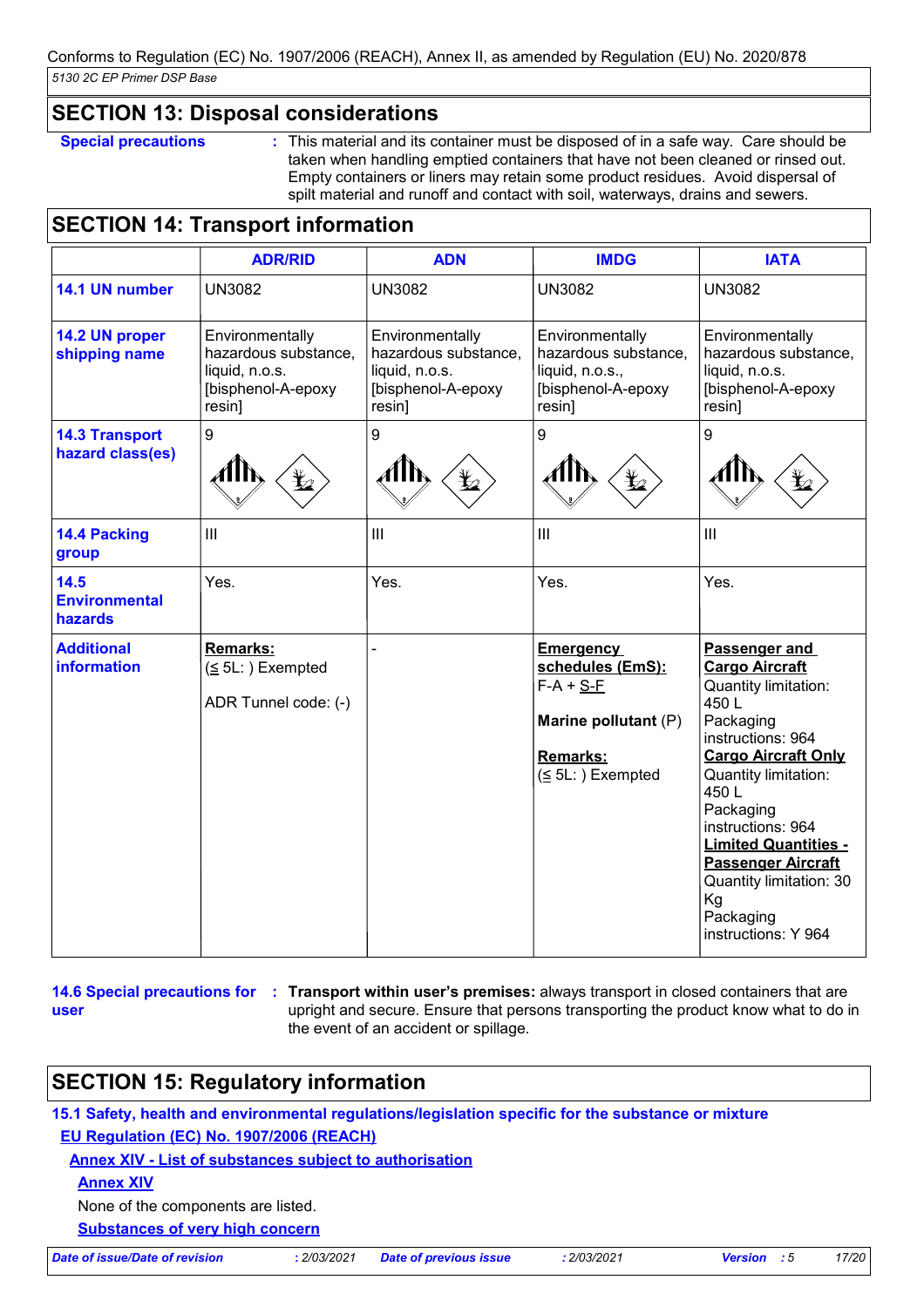Conforms to Regulation (EC) No. 1907/2006 (REACH), Annex II, as amended by Regulation (EU) No. 2020/878

*5130 2C EP Primer DSP Base*

## SECTION 13: Disposal considerations

**Special precautions** : This material and its container must be disposed of in a safe way. Care should be taken when handling emptied containers that have not been cleaned or rinsed out. Empty containers or liners may retain some product residues. Avoid dispersal of spilt material and runoff and contact with soil, waterways, drains and sewers.

## SECTION 14: Transport information

| | ADR/RID | ADN | IMDG | IATA |
|---|---|---|---|---|
| **14.1 UN number** | UN3082 | UN3082 | UN3082 | UN3082 |
| **14.2 UN proper shipping name** | Environmentally hazardous substance, liquid, n.o.s. [bisphenol-A-epoxy resin] | Environmentally hazardous substance, liquid, n.o.s. [bisphenol-A-epoxy resin] | Environmentally hazardous substance, liquid, n.o.s., [bisphenol-A-epoxy resin] | Environmentally hazardous substance, liquid, n.o.s. [bisphenol-A-epoxy resin] |
| **14.3 Transport hazard class(es)** | 9 | 9 | 9 | 9 |
| **14.4 Packing group** | III | III | III | III |
| **14.5 Environmental hazards** | Yes. | Yes. | Yes. | Yes. |
| **Additional information** | **Remarks:** (≤ 5L: ) Exempted<br><br>ADR Tunnel code: (-) | - | **Emergency schedules (EmS):** F-A + S-F<br><br>**Marine pollutant** (P)<br><br>**Remarks:** (≤ 5L: ) Exempted | **Passenger and Cargo Aircraft** Quantity limitation: 450 L Packaging instructions: 964 **Cargo Aircraft Only** Quantity limitation: 450 L Packaging instructions: 964 **Limited Quantities - Passenger Aircraft** Quantity limitation: 30 Kg Packaging instructions: Y 964 |

**14.6 Special precautions for user** : **Transport within user's premises:** always transport in closed containers that are upright and secure. Ensure that persons transporting the product know what to do in the event of an accident or spillage.

## SECTION 15: Regulatory information

### 15.1 Safety, health and environmental regulations/legislation specific for the substance or mixture

**EU Regulation (EC) No. 1907/2006 (REACH)**

**Annex XIV - List of substances subject to authorisation**

**Annex XIV**

None of the components are listed.

**Substances of very high concern**

*Date of issue/Date of revision* : 2/03/2021 *Date of previous issue* : 2/03/2021 *Version* : 5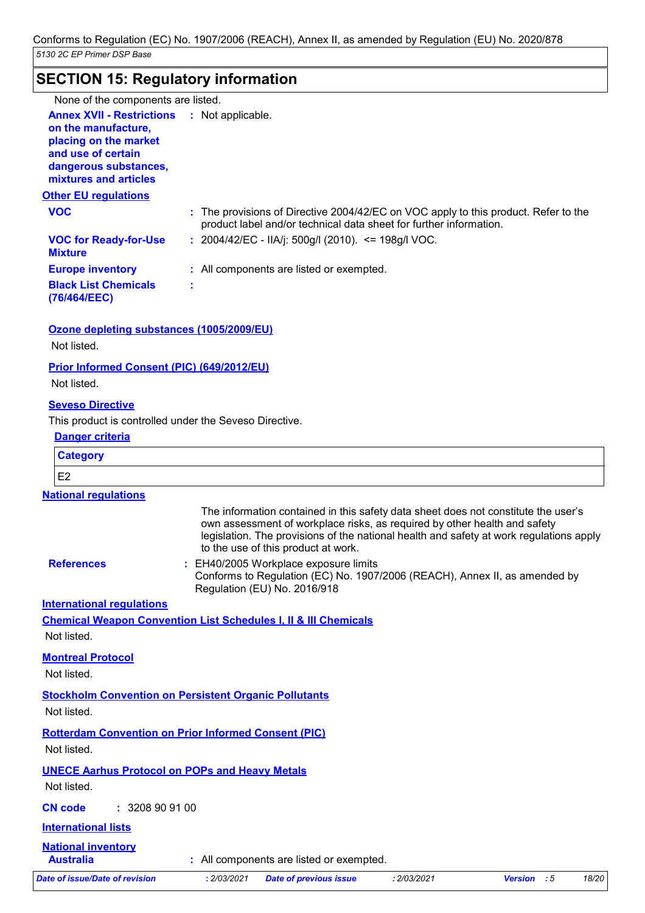## SECTION 15: Regulatory information

None of the components are listed.

**Annex XVII - Restrictions on the manufacture, placing on the market and use of certain dangerous substances, mixtures and articles** : Not applicable.

**Other EU regulations**

**VOC** : The provisions of Directive 2004/42/EC on VOC apply to this product. Refer to the product label and/or technical data sheet for further information.

**VOC for Ready-for-Use Mixture** : 2004/42/EC - IIA/j: 500g/l (2010). <= 198g/l VOC.

**Europe inventory** : All components are listed or exempted.

**Black List Chemicals (76/464/EEC)** :

**Ozone depleting substances (1005/2009/EU)**

Not listed.

**Prior Informed Consent (PIC) (649/2012/EU)**

Not listed.

**Seveso Directive**

This product is controlled under the Seveso Directive.

**Danger criteria**

| Category |
| --- |
| E2 |

**National regulations**

The information contained in this safety data sheet does not constitute the user's own assessment of workplace risks, as required by other health and safety legislation. The provisions of the national health and safety at work regulations apply to the use of this product at work.

**References** : EH40/2005 Workplace exposure limits
Conforms to Regulation (EC) No. 1907/2006 (REACH), Annex II, as amended by Regulation (EU) No. 2016/918

**International regulations**

**Chemical Weapon Convention List Schedules I, II & III Chemicals**

Not listed.

**Montreal Protocol**

Not listed.

**Stockholm Convention on Persistent Organic Pollutants**

Not listed.

**Rotterdam Convention on Prior Informed Consent (PIC)**

Not listed.

**UNECE Aarhus Protocol on POPs and Heavy Metals**

Not listed.

**CN code** : 3208 90 91 00

**International lists**

**National inventory**

**Australia** : All components are listed or exempted.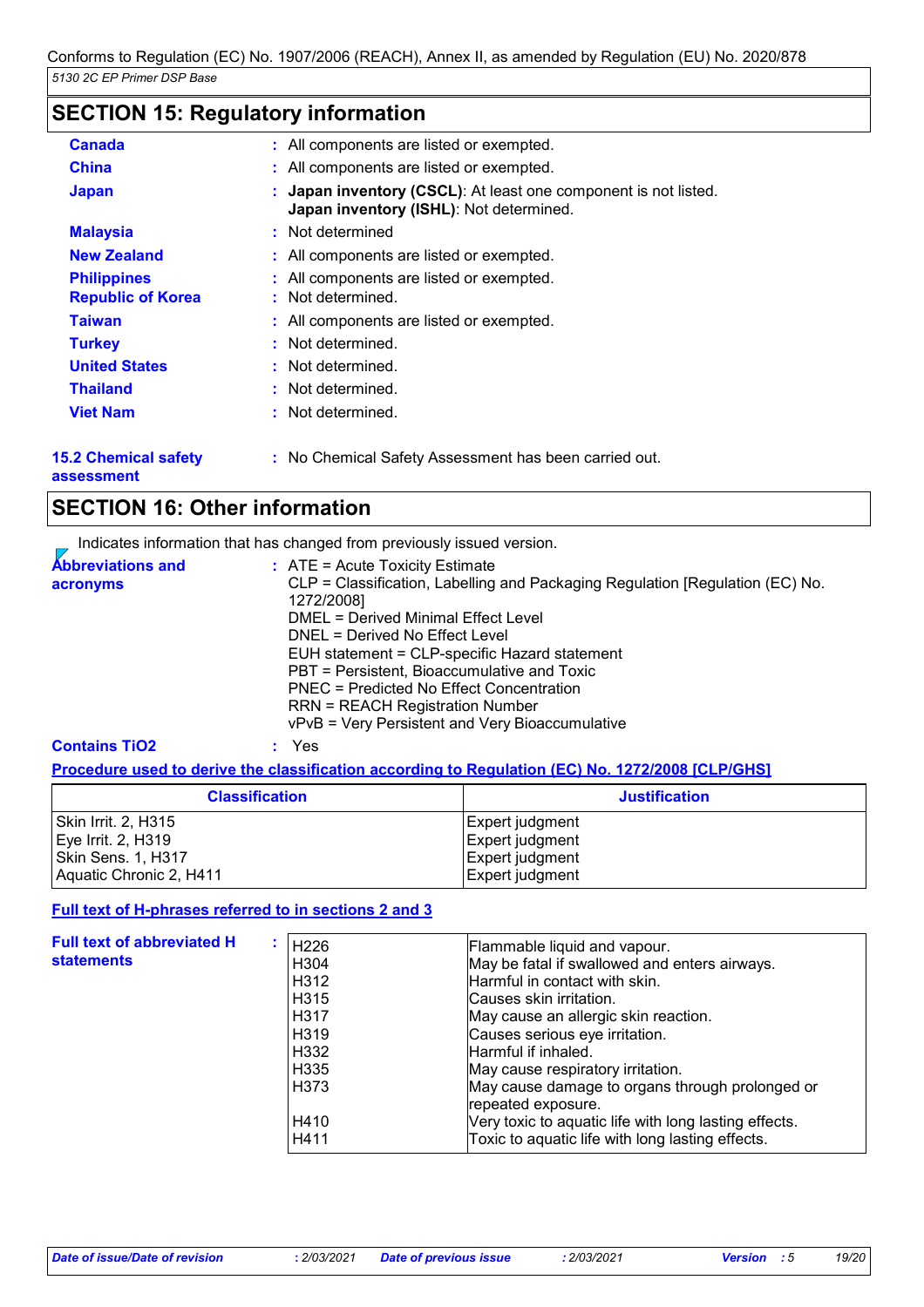## SECTION 15: Regulatory information

| | |
|---|---|
| **Canada** | : All components are listed or exempted. |
| **China** | : All components are listed or exempted. |
| **Japan** | : **Japan inventory (CSCL)**: At least one component is not listed. **Japan inventory (ISHL)**: Not determined. |
| **Malaysia** | : Not determined |
| **New Zealand** | : All components are listed or exempted. |
| **Philippines** | : All components are listed or exempted. |
| **Republic of Korea** | : Not determined. |
| **Taiwan** | : All components are listed or exempted. |
| **Turkey** | : Not determined. |
| **United States** | : Not determined. |
| **Thailand** | : Not determined. |
| **Viet Nam** | : Not determined. |

**15.2 Chemical safety assessment** : No Chemical Safety Assessment has been carried out.

## SECTION 16: Other information

Indicates information that has changed from previously issued version.

**Abbreviations and acronyms** :
ATE = Acute Toxicity Estimate
CLP = Classification, Labelling and Packaging Regulation [Regulation (EC) No. 1272/2008]
DMEL = Derived Minimal Effect Level
DNEL = Derived No Effect Level
EUH statement = CLP-specific Hazard statement
PBT = Persistent, Bioaccumulative and Toxic
PNEC = Predicted No Effect Concentration
RRN = REACH Registration Number
vPvB = Very Persistent and Very Bioaccumulative

**Contains TiO2** : Yes

**Procedure used to derive the classification according to Regulation (EC) No. 1272/2008 [CLP/GHS]**

| Classification | Justification |
|---|---|
| Skin Irrit. 2, H315 | Expert judgment |
| Eye Irrit. 2, H319 | Expert judgment |
| Skin Sens. 1, H317 | Expert judgment |
| Aquatic Chronic 2, H411 | Expert judgment |

**Full text of H-phrases referred to in sections 2 and 3**

**Full text of abbreviated H statements** :

| | |
|---|---|
| H226 | Flammable liquid and vapour. |
| H304 | May be fatal if swallowed and enters airways. |
| H312 | Harmful in contact with skin. |
| H315 | Causes skin irritation. |
| H317 | May cause an allergic skin reaction. |
| H319 | Causes serious eye irritation. |
| H332 | Harmful if inhaled. |
| H335 | May cause respiratory irritation. |
| H373 | May cause damage to organs through prolonged or repeated exposure. |
| H410 | Very toxic to aquatic life with long lasting effects. |
| H411 | Toxic to aquatic life with long lasting effects. |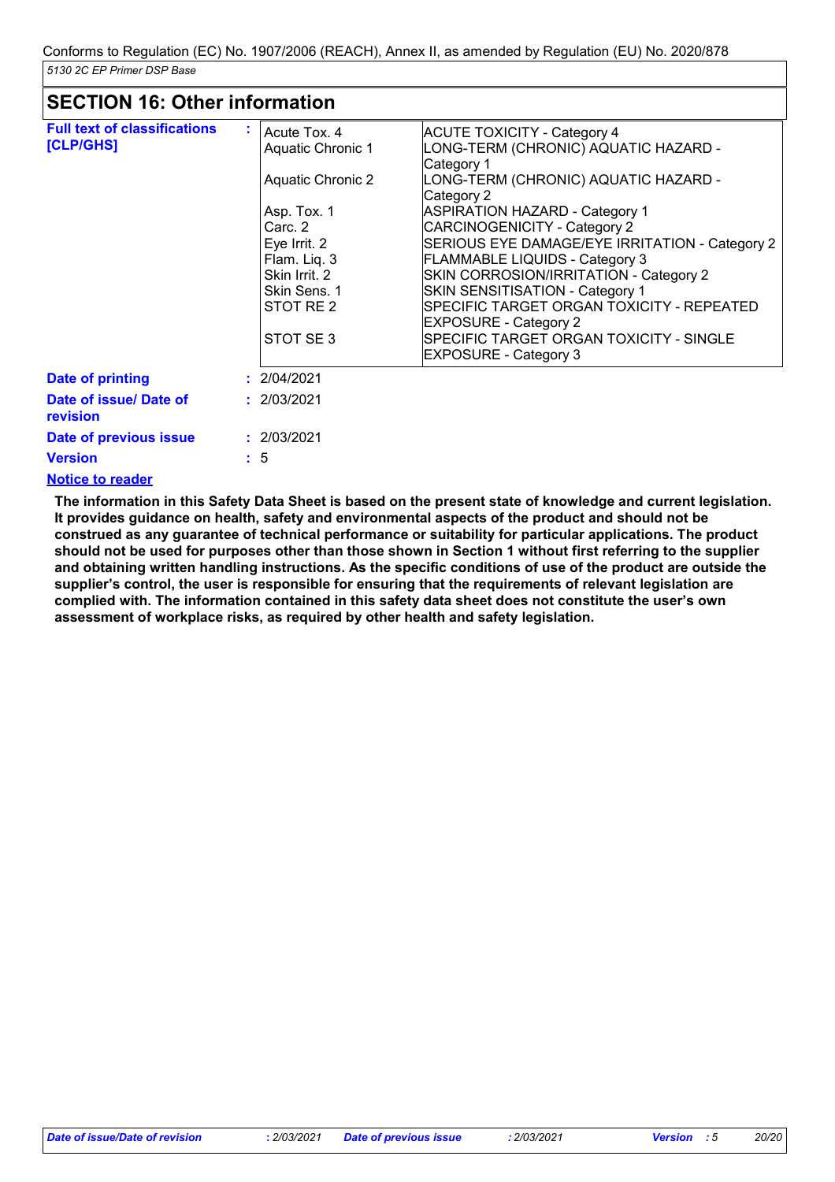Conforms to Regulation (EC) No. 1907/2006 (REACH), Annex II, as amended by Regulation (EU) No. 2020/878

*5130 2C EP Primer DSP Base*

## SECTION 16: Other information

**Full text of classifications [CLP/GHS]** :

| | |
|---|---|
| Acute Tox. 4 | ACUTE TOXICITY - Category 4 |
| Aquatic Chronic 1 | LONG-TERM (CHRONIC) AQUATIC HAZARD - Category 1 |
| Aquatic Chronic 2 | LONG-TERM (CHRONIC) AQUATIC HAZARD - Category 2 |
| Asp. Tox. 1 | ASPIRATION HAZARD - Category 1 |
| Carc. 2 | CARCINOGENICITY - Category 2 |
| Eye Irrit. 2 | SERIOUS EYE DAMAGE/EYE IRRITATION - Category 2 |
| Flam. Liq. 3 | FLAMMABLE LIQUIDS - Category 3 |
| Skin Irrit. 2 | SKIN CORROSION/IRRITATION - Category 2 |
| Skin Sens. 1 | SKIN SENSITISATION - Category 1 |
| STOT RE 2 | SPECIFIC TARGET ORGAN TOXICITY - REPEATED EXPOSURE - Category 2 |
| STOT SE 3 | SPECIFIC TARGET ORGAN TOXICITY - SINGLE EXPOSURE - Category 3 |

**Date of printing** : 2/04/2021

**Date of issue/ Date of revision** : 2/03/2021

**Date of previous issue** : 2/03/2021

**Version** : 5

**Notice to reader**

**The information in this Safety Data Sheet is based on the present state of knowledge and current legislation. It provides guidance on health, safety and environmental aspects of the product and should not be construed as any guarantee of technical performance or suitability for particular applications. The product should not be used for purposes other than those shown in Section 1 without first referring to the supplier and obtaining written handling instructions. As the specific conditions of use of the product are outside the supplier's control, the user is responsible for ensuring that the requirements of relevant legislation are complied with. The information contained in this safety data sheet does not constitute the user's own assessment of workplace risks, as required by other health and safety legislation.**